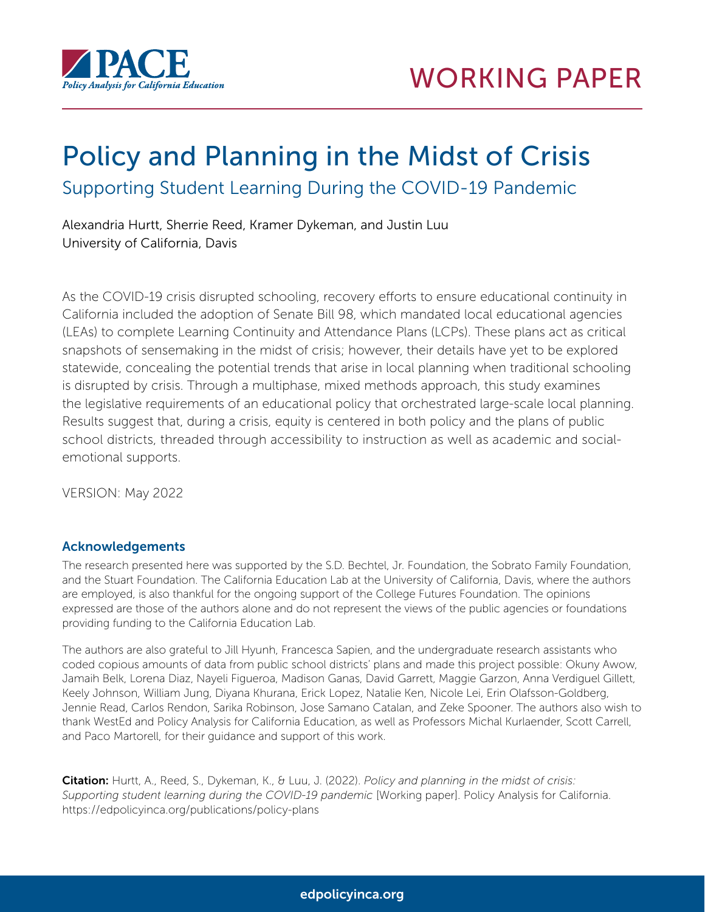WORKING PAPER

# Policy and Planning in the Midst of Crisis

## Supporting Student Learning During the COVID-19 Pandemic

Alexandria Hurtt, Sherrie Reed, Kramer Dykeman, and Justin Luu
University of California, Davis

As the COVID-19 crisis disrupted schooling, recovery efforts to ensure educational continuity in California included the adoption of Senate Bill 98, which mandated local educational agencies (LEAs) to complete Learning Continuity and Attendance Plans (LCPs). These plans act as critical snapshots of sensemaking in the midst of crisis; however, their details have yet to be explored statewide, concealing the potential trends that arise in local planning when traditional schooling is disrupted by crisis. Through a multiphase, mixed methods approach, this study examines the legislative requirements of an educational policy that orchestrated large-scale local planning. Results suggest that, during a crisis, equity is centered in both policy and the plans of public school districts, threaded through accessibility to instruction as well as academic and social-emotional supports.

VERSION: May 2022

### Acknowledgements

The research presented here was supported by the S.D. Bechtel, Jr. Foundation, the Sobrato Family Foundation, and the Stuart Foundation. The California Education Lab at the University of California, Davis, where the authors are employed, is also thankful for the ongoing support of the College Futures Foundation. The opinions expressed are those of the authors alone and do not represent the views of the public agencies or foundations providing funding to the California Education Lab.

The authors are also grateful to Jill Hyunh, Francesca Sapien, and the undergraduate research assistants who coded copious amounts of data from public school districts' plans and made this project possible: Okuny Awow, Jamaih Belk, Lorena Diaz, Nayeli Figueroa, Madison Ganas, David Garrett, Maggie Garzon, Anna Verdiguel Gillett, Keely Johnson, William Jung, Diyana Khurana, Erick Lopez, Natalie Ken, Nicole Lei, Erin Olafsson-Goldberg, Jennie Read, Carlos Rendon, Sarika Robinson, Jose Samano Catalan, and Zeke Spooner. The authors also wish to thank WestEd and Policy Analysis for California Education, as well as Professors Michal Kurlaender, Scott Carrell, and Paco Martorell, for their guidance and support of this work.

**Citation:** Hurtt, A., Reed, S., Dykeman, K., & Luu, J. (2022). *Policy and planning in the midst of crisis: Supporting student learning during the COVID-19 pandemic* [Working paper]. Policy Analysis for California. https://edpolicyinca.org/publications/policy-plans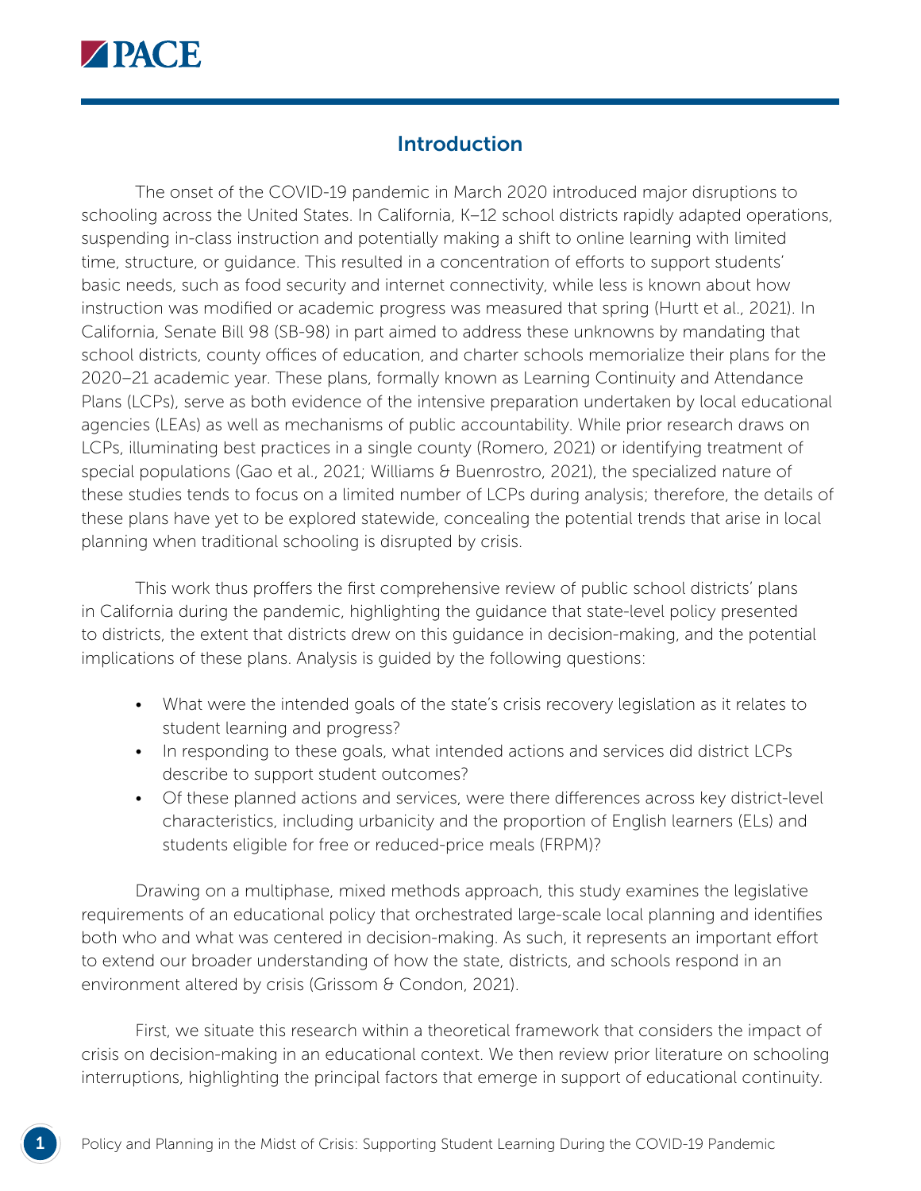## Introduction

The onset of the COVID-19 pandemic in March 2020 introduced major disruptions to schooling across the United States. In California, K–12 school districts rapidly adapted operations, suspending in-class instruction and potentially making a shift to online learning with limited time, structure, or guidance. This resulted in a concentration of efforts to support students' basic needs, such as food security and internet connectivity, while less is known about how instruction was modified or academic progress was measured that spring (Hurtt et al., 2021). In California, Senate Bill 98 (SB-98) in part aimed to address these unknowns by mandating that school districts, county offices of education, and charter schools memorialize their plans for the 2020–21 academic year. These plans, formally known as Learning Continuity and Attendance Plans (LCPs), serve as both evidence of the intensive preparation undertaken by local educational agencies (LEAs) as well as mechanisms of public accountability. While prior research draws on LCPs, illuminating best practices in a single county (Romero, 2021) or identifying treatment of special populations (Gao et al., 2021; Williams & Buenrostro, 2021), the specialized nature of these studies tends to focus on a limited number of LCPs during analysis; therefore, the details of these plans have yet to be explored statewide, concealing the potential trends that arise in local planning when traditional schooling is disrupted by crisis.

This work thus proffers the first comprehensive review of public school districts' plans in California during the pandemic, highlighting the guidance that state-level policy presented to districts, the extent that districts drew on this guidance in decision-making, and the potential implications of these plans. Analysis is guided by the following questions:

- What were the intended goals of the state's crisis recovery legislation as it relates to student learning and progress?
- In responding to these goals, what intended actions and services did district LCPs describe to support student outcomes?
- Of these planned actions and services, were there differences across key district-level characteristics, including urbanicity and the proportion of English learners (ELs) and students eligible for free or reduced-price meals (FRPM)?

Drawing on a multiphase, mixed methods approach, this study examines the legislative requirements of an educational policy that orchestrated large-scale local planning and identifies both who and what was centered in decision-making. As such, it represents an important effort to extend our broader understanding of how the state, districts, and schools respond in an environment altered by crisis (Grissom & Condon, 2021).

First, we situate this research within a theoretical framework that considers the impact of crisis on decision-making in an educational context. We then review prior literature on schooling interruptions, highlighting the principal factors that emerge in support of educational continuity.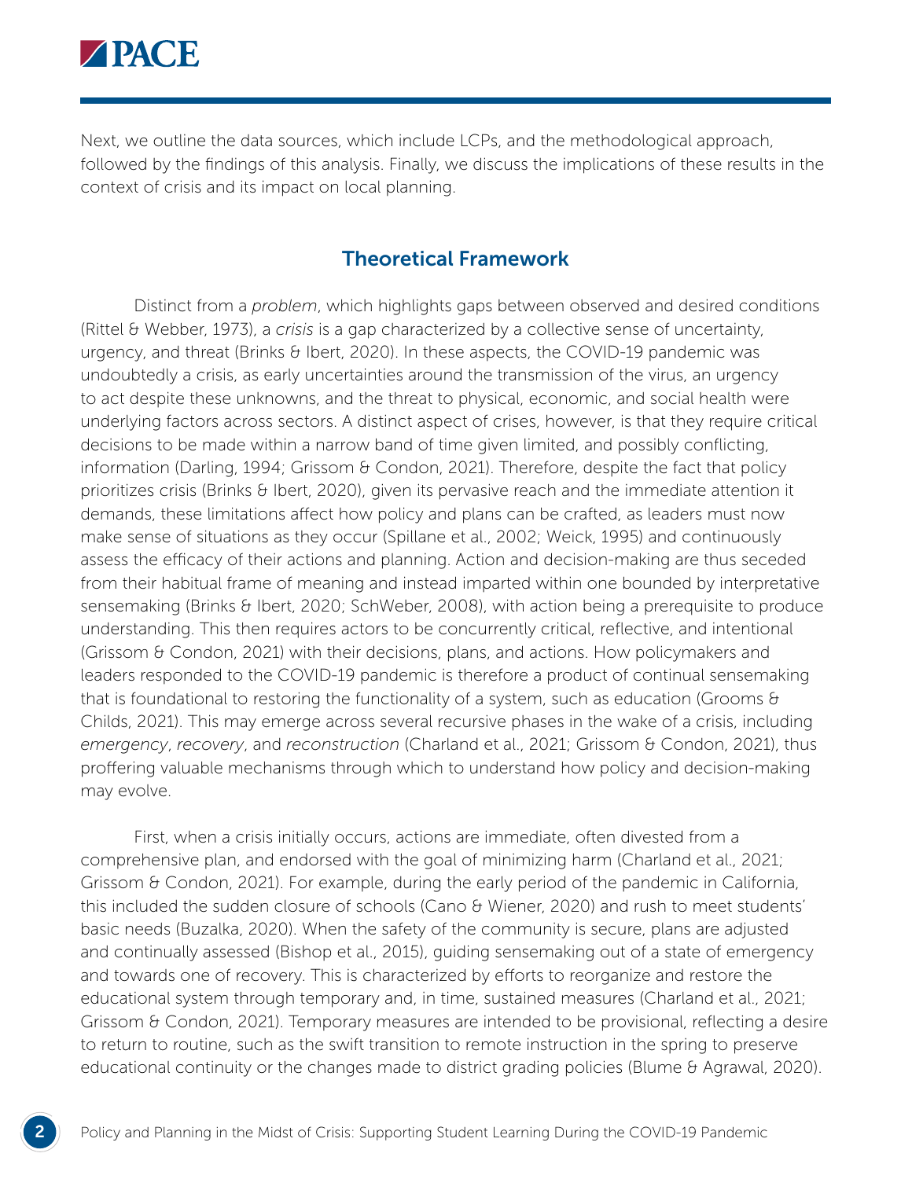Next, we outline the data sources, which include LCPs, and the methodological approach, followed by the findings of this analysis. Finally, we discuss the implications of these results in the context of crisis and its impact on local planning.

## Theoretical Framework

Distinct from a *problem*, which highlights gaps between observed and desired conditions (Rittel & Webber, 1973), a *crisis* is a gap characterized by a collective sense of uncertainty, urgency, and threat (Brinks & Ibert, 2020). In these aspects, the COVID-19 pandemic was undoubtedly a crisis, as early uncertainties around the transmission of the virus, an urgency to act despite these unknowns, and the threat to physical, economic, and social health were underlying factors across sectors. A distinct aspect of crises, however, is that they require critical decisions to be made within a narrow band of time given limited, and possibly conflicting, information (Darling, 1994; Grissom & Condon, 2021). Therefore, despite the fact that policy prioritizes crisis (Brinks & Ibert, 2020), given its pervasive reach and the immediate attention it demands, these limitations affect how policy and plans can be crafted, as leaders must now make sense of situations as they occur (Spillane et al., 2002; Weick, 1995) and continuously assess the efficacy of their actions and planning. Action and decision-making are thus seceded from their habitual frame of meaning and instead imparted within one bounded by interpretative sensemaking (Brinks & Ibert, 2020; SchWeber, 2008), with action being a prerequisite to produce understanding. This then requires actors to be concurrently critical, reflective, and intentional (Grissom & Condon, 2021) with their decisions, plans, and actions. How policymakers and leaders responded to the COVID-19 pandemic is therefore a product of continual sensemaking that is foundational to restoring the functionality of a system, such as education (Grooms & Childs, 2021). This may emerge across several recursive phases in the wake of a crisis, including *emergency*, *recovery*, and *reconstruction* (Charland et al., 2021; Grissom & Condon, 2021), thus proffering valuable mechanisms through which to understand how policy and decision-making may evolve.

First, when a crisis initially occurs, actions are immediate, often divested from a comprehensive plan, and endorsed with the goal of minimizing harm (Charland et al., 2021; Grissom & Condon, 2021). For example, during the early period of the pandemic in California, this included the sudden closure of schools (Cano & Wiener, 2020) and rush to meet students' basic needs (Buzalka, 2020). When the safety of the community is secure, plans are adjusted and continually assessed (Bishop et al., 2015), guiding sensemaking out of a state of emergency and towards one of recovery. This is characterized by efforts to reorganize and restore the educational system through temporary and, in time, sustained measures (Charland et al., 2021; Grissom & Condon, 2021). Temporary measures are intended to be provisional, reflecting a desire to return to routine, such as the swift transition to remote instruction in the spring to preserve educational continuity or the changes made to district grading policies (Blume & Agrawal, 2020).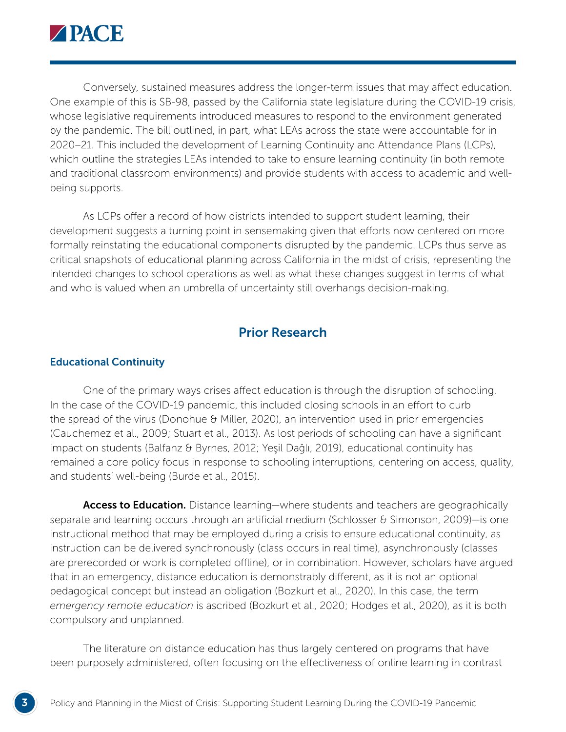Conversely, sustained measures address the longer-term issues that may affect education. One example of this is SB-98, passed by the California state legislature during the COVID-19 crisis, whose legislative requirements introduced measures to respond to the environment generated by the pandemic. The bill outlined, in part, what LEAs across the state were accountable for in 2020–21. This included the development of Learning Continuity and Attendance Plans (LCPs), which outline the strategies LEAs intended to take to ensure learning continuity (in both remote and traditional classroom environments) and provide students with access to academic and well-being supports.

As LCPs offer a record of how districts intended to support student learning, their development suggests a turning point in sensemaking given that efforts now centered on more formally reinstating the educational components disrupted by the pandemic. LCPs thus serve as critical snapshots of educational planning across California in the midst of crisis, representing the intended changes to school operations as well as what these changes suggest in terms of what and who is valued when an umbrella of uncertainty still overhangs decision-making.

## Prior Research

### Educational Continuity

One of the primary ways crises affect education is through the disruption of schooling. In the case of the COVID-19 pandemic, this included closing schools in an effort to curb the spread of the virus (Donohue & Miller, 2020), an intervention used in prior emergencies (Cauchemez et al., 2009; Stuart et al., 2013). As lost periods of schooling can have a significant impact on students (Balfanz & Byrnes, 2012; Yeşil Dağlı, 2019), educational continuity has remained a core policy focus in response to schooling interruptions, centering on access, quality, and students' well-being (Burde et al., 2015).

**Access to Education.** Distance learning—where students and teachers are geographically separate and learning occurs through an artificial medium (Schlosser & Simonson, 2009)—is one instructional method that may be employed during a crisis to ensure educational continuity, as instruction can be delivered synchronously (class occurs in real time), asynchronously (classes are prerecorded or work is completed offline), or in combination. However, scholars have argued that in an emergency, distance education is demonstrably different, as it is not an optional pedagogical concept but instead an obligation (Bozkurt et al., 2020). In this case, the term *emergency remote education* is ascribed (Bozkurt et al., 2020; Hodges et al., 2020), as it is both compulsory and unplanned.

The literature on distance education has thus largely centered on programs that have been purposely administered, often focusing on the effectiveness of online learning in contrast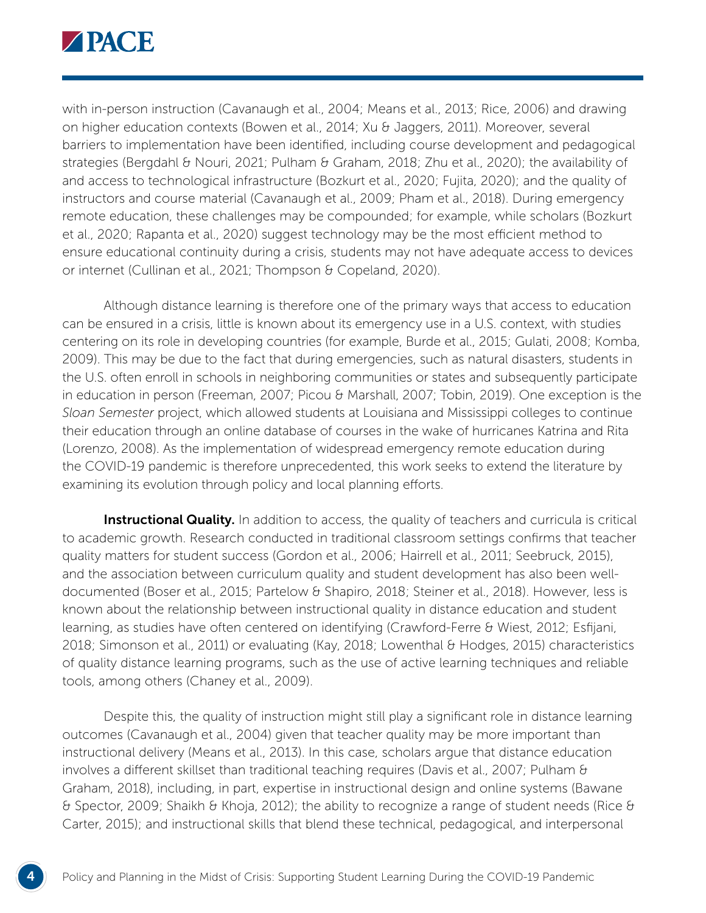with in-person instruction (Cavanaugh et al., 2004; Means et al., 2013; Rice, 2006) and drawing on higher education contexts (Bowen et al., 2014; Xu & Jaggers, 2011). Moreover, several barriers to implementation have been identified, including course development and pedagogical strategies (Bergdahl & Nouri, 2021; Pulham & Graham, 2018; Zhu et al., 2020); the availability of and access to technological infrastructure (Bozkurt et al., 2020; Fujita, 2020); and the quality of instructors and course material (Cavanaugh et al., 2009; Pham et al., 2018). During emergency remote education, these challenges may be compounded; for example, while scholars (Bozkurt et al., 2020; Rapanta et al., 2020) suggest technology may be the most efficient method to ensure educational continuity during a crisis, students may not have adequate access to devices or internet (Cullinan et al., 2021; Thompson & Copeland, 2020).

Although distance learning is therefore one of the primary ways that access to education can be ensured in a crisis, little is known about its emergency use in a U.S. context, with studies centering on its role in developing countries (for example, Burde et al., 2015; Gulati, 2008; Komba, 2009). This may be due to the fact that during emergencies, such as natural disasters, students in the U.S. often enroll in schools in neighboring communities or states and subsequently participate in education in person (Freeman, 2007; Picou & Marshall, 2007; Tobin, 2019). One exception is the *Sloan Semester* project, which allowed students at Louisiana and Mississippi colleges to continue their education through an online database of courses in the wake of hurricanes Katrina and Rita (Lorenzo, 2008). As the implementation of widespread emergency remote education during the COVID-19 pandemic is therefore unprecedented, this work seeks to extend the literature by examining its evolution through policy and local planning efforts.

**Instructional Quality.** In addition to access, the quality of teachers and curricula is critical to academic growth. Research conducted in traditional classroom settings confirms that teacher quality matters for student success (Gordon et al., 2006; Hairrell et al., 2011; Seebruck, 2015), and the association between curriculum quality and student development has also been well-documented (Boser et al., 2015; Partelow & Shapiro, 2018; Steiner et al., 2018). However, less is known about the relationship between instructional quality in distance education and student learning, as studies have often centered on identifying (Crawford-Ferre & Wiest, 2012; Esfijani, 2018; Simonson et al., 2011) or evaluating (Kay, 2018; Lowenthal & Hodges, 2015) characteristics of quality distance learning programs, such as the use of active learning techniques and reliable tools, among others (Chaney et al., 2009).

Despite this, the quality of instruction might still play a significant role in distance learning outcomes (Cavanaugh et al., 2004) given that teacher quality may be more important than instructional delivery (Means et al., 2013). In this case, scholars argue that distance education involves a different skillset than traditional teaching requires (Davis et al., 2007; Pulham & Graham, 2018), including, in part, expertise in instructional design and online systems (Bawane & Spector, 2009; Shaikh & Khoja, 2012); the ability to recognize a range of student needs (Rice & Carter, 2015); and instructional skills that blend these technical, pedagogical, and interpersonal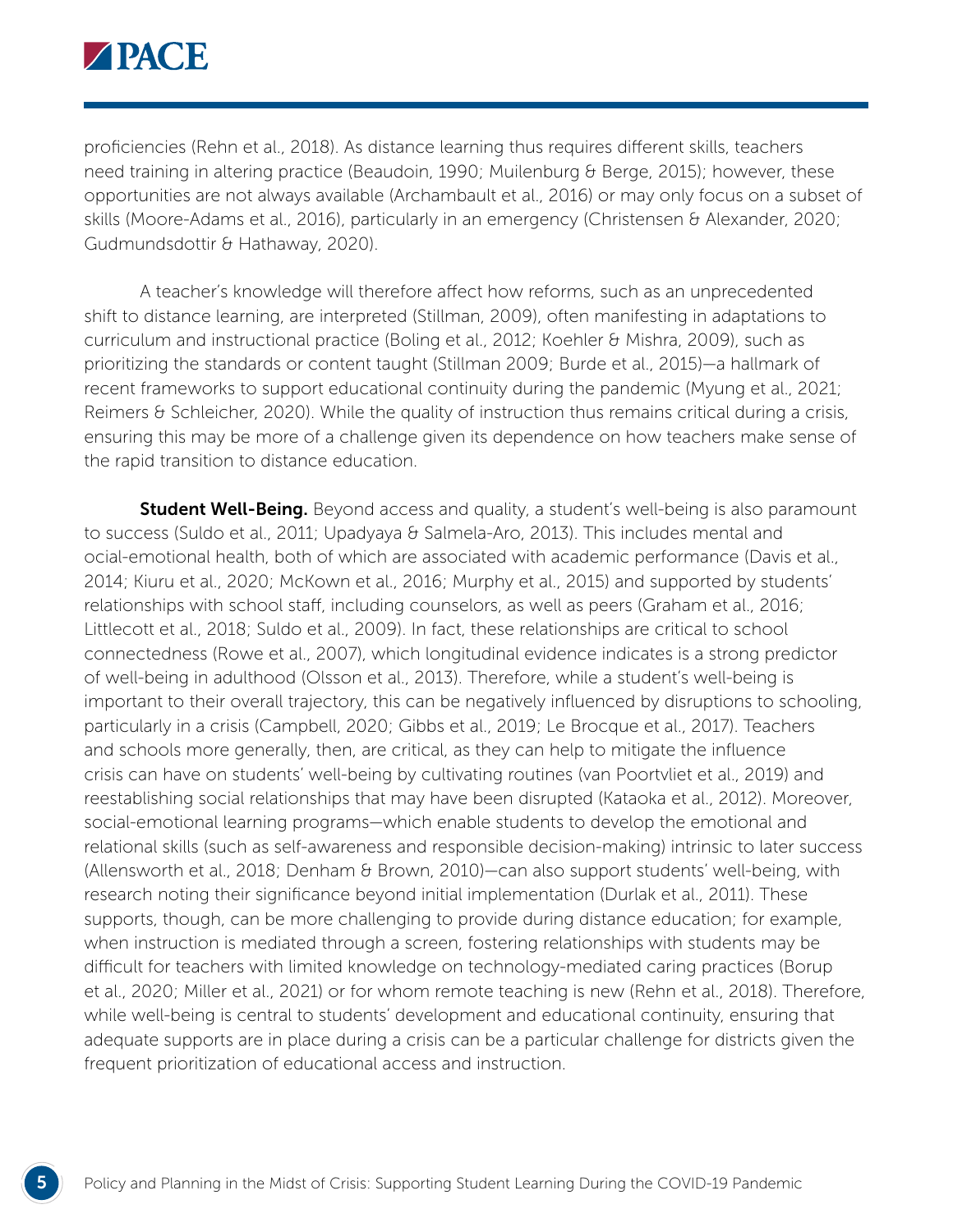proficiencies (Rehn et al., 2018). As distance learning thus requires different skills, teachers need training in altering practice (Beaudoin, 1990; Muilenburg & Berge, 2015); however, these opportunities are not always available (Archambault et al., 2016) or may only focus on a subset of skills (Moore-Adams et al., 2016), particularly in an emergency (Christensen & Alexander, 2020; Gudmundsdottir & Hathaway, 2020).

A teacher's knowledge will therefore affect how reforms, such as an unprecedented shift to distance learning, are interpreted (Stillman, 2009), often manifesting in adaptations to curriculum and instructional practice (Boling et al., 2012; Koehler & Mishra, 2009), such as prioritizing the standards or content taught (Stillman 2009; Burde et al., 2015)—a hallmark of recent frameworks to support educational continuity during the pandemic (Myung et al., 2021; Reimers & Schleicher, 2020). While the quality of instruction thus remains critical during a crisis, ensuring this may be more of a challenge given its dependence on how teachers make sense of the rapid transition to distance education.

**Student Well-Being.** Beyond access and quality, a student's well-being is also paramount to success (Suldo et al., 2011; Upadyaya & Salmela-Aro, 2013). This includes mental and ocial-emotional health, both of which are associated with academic performance (Davis et al., 2014; Kiuru et al., 2020; McKown et al., 2016; Murphy et al., 2015) and supported by students' relationships with school staff, including counselors, as well as peers (Graham et al., 2016; Littlecott et al., 2018; Suldo et al., 2009). In fact, these relationships are critical to school connectedness (Rowe et al., 2007), which longitudinal evidence indicates is a strong predictor of well-being in adulthood (Olsson et al., 2013). Therefore, while a student's well-being is important to their overall trajectory, this can be negatively influenced by disruptions to schooling, particularly in a crisis (Campbell, 2020; Gibbs et al., 2019; Le Brocque et al., 2017). Teachers and schools more generally, then, are critical, as they can help to mitigate the influence crisis can have on students' well-being by cultivating routines (van Poortvliet et al., 2019) and reestablishing social relationships that may have been disrupted (Kataoka et al., 2012). Moreover, social-emotional learning programs—which enable students to develop the emotional and relational skills (such as self-awareness and responsible decision-making) intrinsic to later success (Allensworth et al., 2018; Denham & Brown, 2010)—can also support students' well-being, with research noting their significance beyond initial implementation (Durlak et al., 2011). These supports, though, can be more challenging to provide during distance education; for example, when instruction is mediated through a screen, fostering relationships with students may be difficult for teachers with limited knowledge on technology-mediated caring practices (Borup et al., 2020; Miller et al., 2021) or for whom remote teaching is new (Rehn et al., 2018). Therefore, while well-being is central to students' development and educational continuity, ensuring that adequate supports are in place during a crisis can be a particular challenge for districts given the frequent prioritization of educational access and instruction.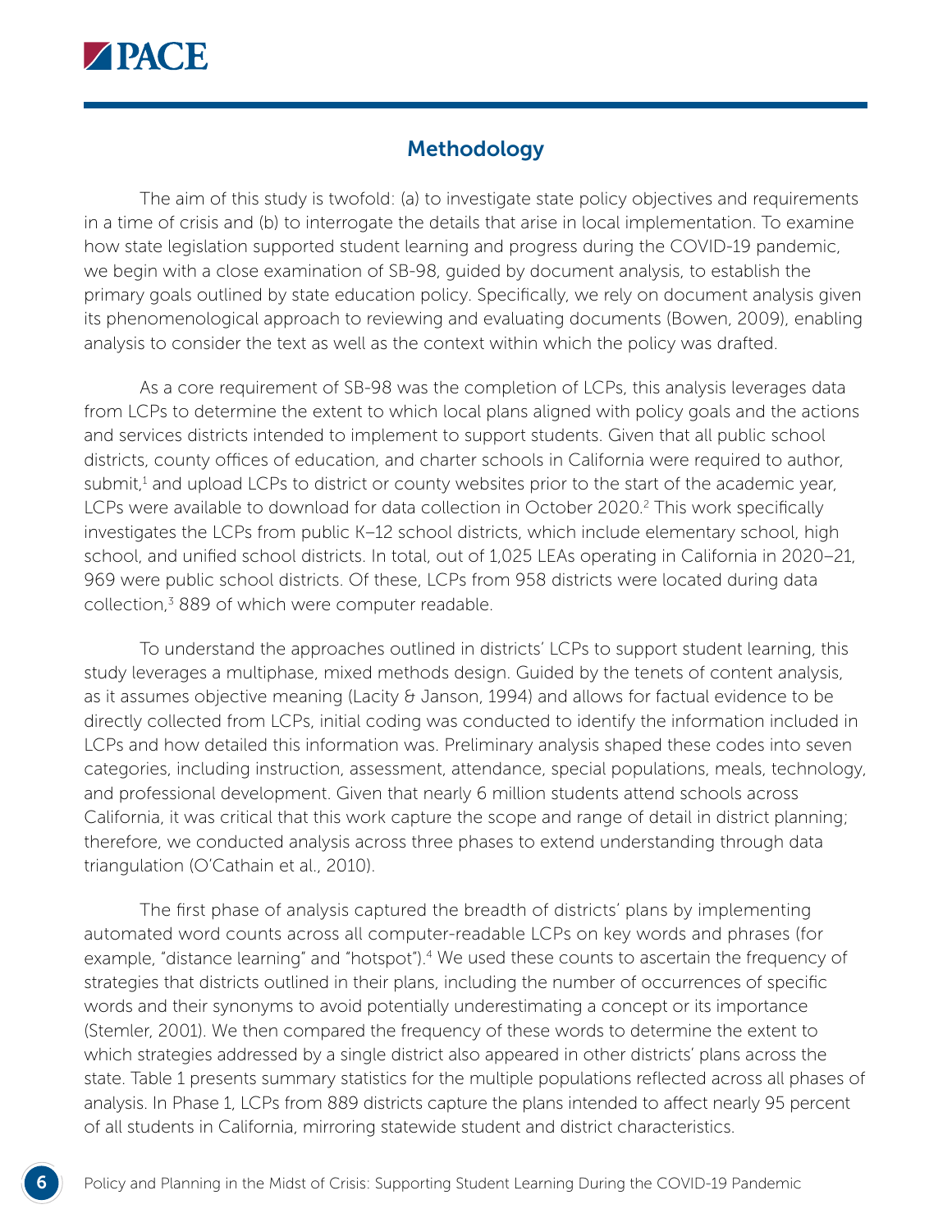## Methodology

The aim of this study is twofold: (a) to investigate state policy objectives and requirements in a time of crisis and (b) to interrogate the details that arise in local implementation. To examine how state legislation supported student learning and progress during the COVID-19 pandemic, we begin with a close examination of SB-98, guided by document analysis, to establish the primary goals outlined by state education policy. Specifically, we rely on document analysis given its phenomenological approach to reviewing and evaluating documents (Bowen, 2009), enabling analysis to consider the text as well as the context within which the policy was drafted.

As a core requirement of SB-98 was the completion of LCPs, this analysis leverages data from LCPs to determine the extent to which local plans aligned with policy goals and the actions and services districts intended to implement to support students. Given that all public school districts, county offices of education, and charter schools in California were required to author, submit,[1] and upload LCPs to district or county websites prior to the start of the academic year, LCPs were available to download for data collection in October 2020.[2] This work specifically investigates the LCPs from public K–12 school districts, which include elementary school, high school, and unified school districts. In total, out of 1,025 LEAs operating in California in 2020–21, 969 were public school districts. Of these, LCPs from 958 districts were located during data collection,[3] 889 of which were computer readable.

To understand the approaches outlined in districts' LCPs to support student learning, this study leverages a multiphase, mixed methods design. Guided by the tenets of content analysis, as it assumes objective meaning (Lacity & Janson, 1994) and allows for factual evidence to be directly collected from LCPs, initial coding was conducted to identify the information included in LCPs and how detailed this information was. Preliminary analysis shaped these codes into seven categories, including instruction, assessment, attendance, special populations, meals, technology, and professional development. Given that nearly 6 million students attend schools across California, it was critical that this work capture the scope and range of detail in district planning; therefore, we conducted analysis across three phases to extend understanding through data triangulation (O'Cathain et al., 2010).

The first phase of analysis captured the breadth of districts' plans by implementing automated word counts across all computer-readable LCPs on key words and phrases (for example, "distance learning" and "hotspot").[4] We used these counts to ascertain the frequency of strategies that districts outlined in their plans, including the number of occurrences of specific words and their synonyms to avoid potentially underestimating a concept or its importance (Stemler, 2001). We then compared the frequency of these words to determine the extent to which strategies addressed by a single district also appeared in other districts' plans across the state. Table 1 presents summary statistics for the multiple populations reflected across all phases of analysis. In Phase 1, LCPs from 889 districts capture the plans intended to affect nearly 95 percent of all students in California, mirroring statewide student and district characteristics.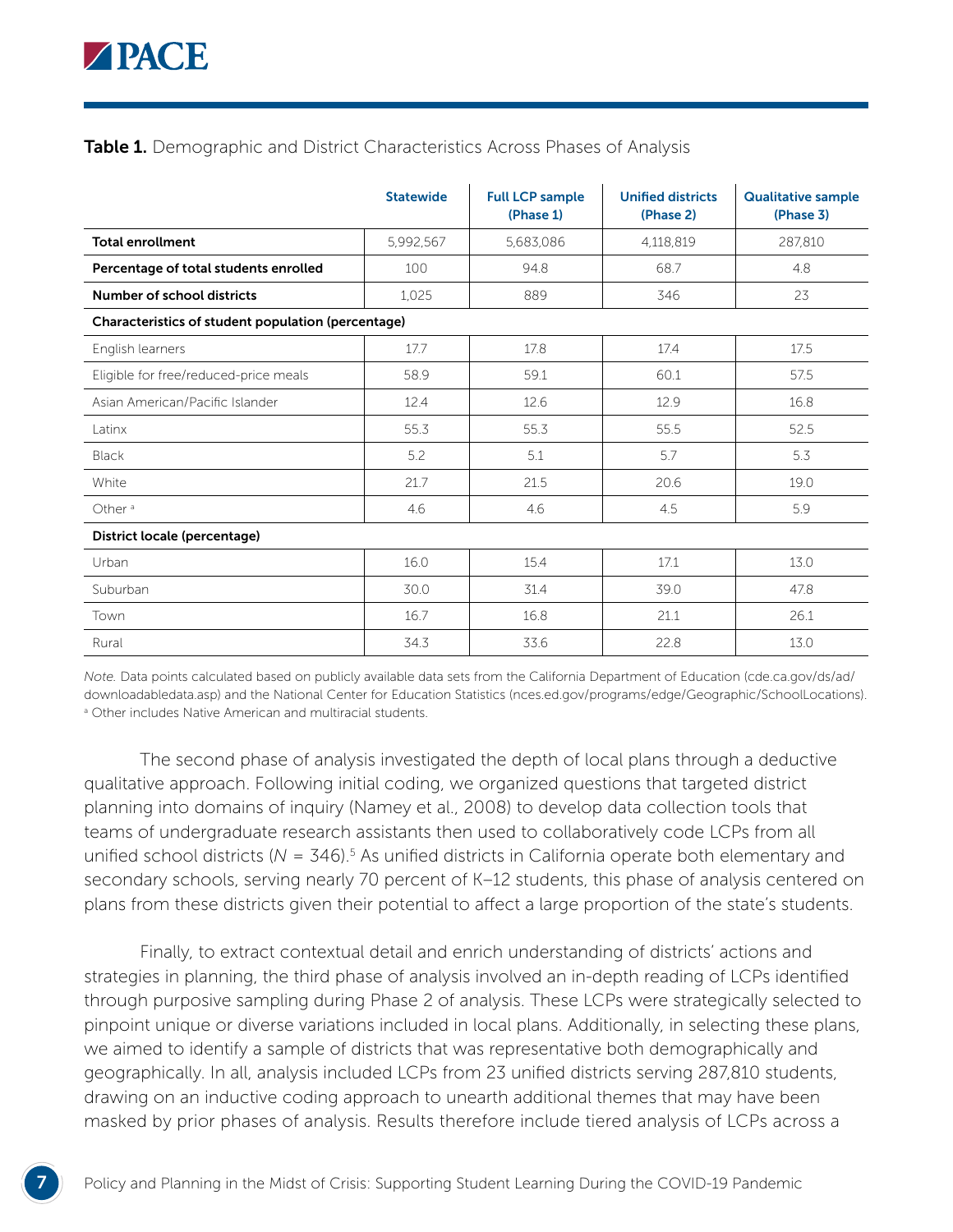**Table 1.** Demographic and District Characteristics Across Phases of Analysis

| | Statewide | Full LCP sample (Phase 1) | Unified districts (Phase 2) | Qualitative sample (Phase 3) |
|---|---|---|---|---|
| **Total enrollment** | 5,992,567 | 5,683,086 | 4,118,819 | 287,810 |
| **Percentage of total students enrolled** | 100 | 94.8 | 68.7 | 4.8 |
| **Number of school districts** | 1,025 | 889 | 346 | 23 |
| **Characteristics of student population (percentage)** | | | | |
| English learners | 17.7 | 17.8 | 17.4 | 17.5 |
| Eligible for free/reduced-price meals | 58.9 | 59.1 | 60.1 | 57.5 |
| Asian American/Pacific Islander | 12.4 | 12.6 | 12.9 | 16.8 |
| Latinx | 55.3 | 55.3 | 55.5 | 52.5 |
| Black | 5.2 | 5.1 | 5.7 | 5.3 |
| White | 21.7 | 21.5 | 20.6 | 19.0 |
| Other [a] | 4.6 | 4.6 | 4.5 | 5.9 |
| **District locale (percentage)** | | | | |
| Urban | 16.0 | 15.4 | 17.1 | 13.0 |
| Suburban | 30.0 | 31.4 | 39.0 | 47.8 |
| Town | 16.7 | 16.8 | 21.1 | 26.1 |
| Rural | 34.3 | 33.6 | 22.8 | 13.0 |

*Note.* Data points calculated based on publicly available data sets from the California Department of Education (cde.ca.gov/ds/ad/downloadabledata.asp) and the National Center for Education Statistics (nces.ed.gov/programs/edge/Geographic/SchoolLocations).
[a] Other includes Native American and multiracial students.

The second phase of analysis investigated the depth of local plans through a deductive qualitative approach. Following initial coding, we organized questions that targeted district planning into domains of inquiry (Namey et al., 2008) to develop data collection tools that teams of undergraduate research assistants then used to collaboratively code LCPs from all unified school districts ($N = 346$).[5] As unified districts in California operate both elementary and secondary schools, serving nearly 70 percent of K–12 students, this phase of analysis centered on plans from these districts given their potential to affect a large proportion of the state's students.

Finally, to extract contextual detail and enrich understanding of districts' actions and strategies in planning, the third phase of analysis involved an in-depth reading of LCPs identified through purposive sampling during Phase 2 of analysis. These LCPs were strategically selected to pinpoint unique or diverse variations included in local plans. Additionally, in selecting these plans, we aimed to identify a sample of districts that was representative both demographically and geographically. In all, analysis included LCPs from 23 unified districts serving 287,810 students, drawing on an inductive coding approach to unearth additional themes that may have been masked by prior phases of analysis. Results therefore include tiered analysis of LCPs across a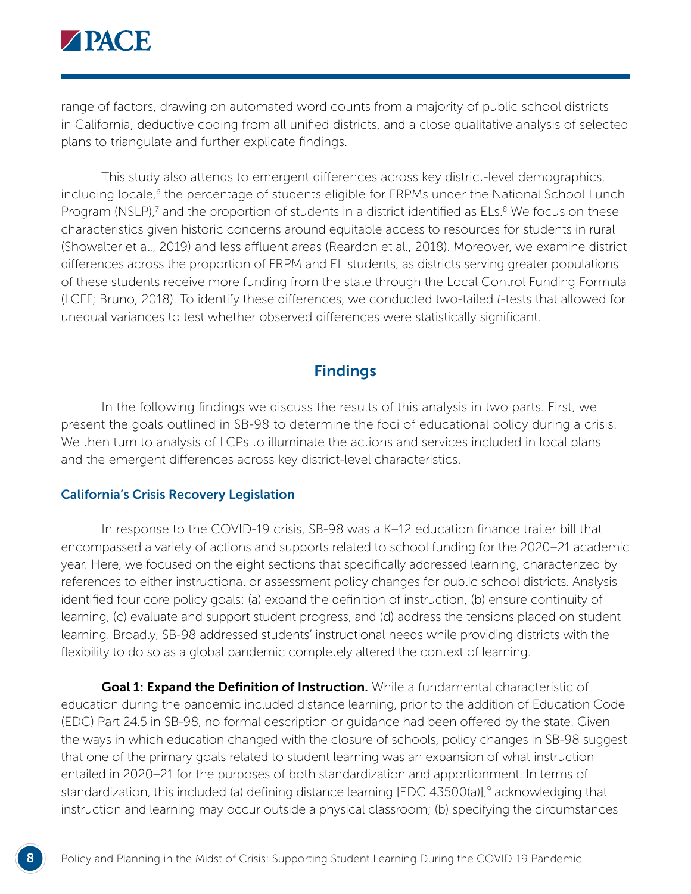range of factors, drawing on automated word counts from a majority of public school districts in California, deductive coding from all unified districts, and a close qualitative analysis of selected plans to triangulate and further explicate findings.

This study also attends to emergent differences across key district-level demographics, including locale,[6] the percentage of students eligible for FRPMs under the National School Lunch Program (NSLP),[7] and the proportion of students in a district identified as ELs.[8] We focus on these characteristics given historic concerns around equitable access to resources for students in rural (Showalter et al., 2019) and less affluent areas (Reardon et al., 2018). Moreover, we examine district differences across the proportion of FRPM and EL students, as districts serving greater populations of these students receive more funding from the state through the Local Control Funding Formula (LCFF; Bruno, 2018). To identify these differences, we conducted two-tailed *t*-tests that allowed for unequal variances to test whether observed differences were statistically significant.

## Findings

In the following findings we discuss the results of this analysis in two parts. First, we present the goals outlined in SB-98 to determine the foci of educational policy during a crisis. We then turn to analysis of LCPs to illuminate the actions and services included in local plans and the emergent differences across key district-level characteristics.

### California's Crisis Recovery Legislation

In response to the COVID-19 crisis, SB-98 was a K–12 education finance trailer bill that encompassed a variety of actions and supports related to school funding for the 2020–21 academic year. Here, we focused on the eight sections that specifically addressed learning, characterized by references to either instructional or assessment policy changes for public school districts. Analysis identified four core policy goals: (a) expand the definition of instruction, (b) ensure continuity of learning, (c) evaluate and support student progress, and (d) address the tensions placed on student learning. Broadly, SB-98 addressed students' instructional needs while providing districts with the flexibility to do so as a global pandemic completely altered the context of learning.

**Goal 1: Expand the Definition of Instruction.** While a fundamental characteristic of education during the pandemic included distance learning, prior to the addition of Education Code (EDC) Part 24.5 in SB-98, no formal description or guidance had been offered by the state. Given the ways in which education changed with the closure of schools, policy changes in SB-98 suggest that one of the primary goals related to student learning was an expansion of what instruction entailed in 2020–21 for the purposes of both standardization and apportionment. In terms of standardization, this included (a) defining distance learning [EDC 43500(a)],[9] acknowledging that instruction and learning may occur outside a physical classroom; (b) specifying the circumstances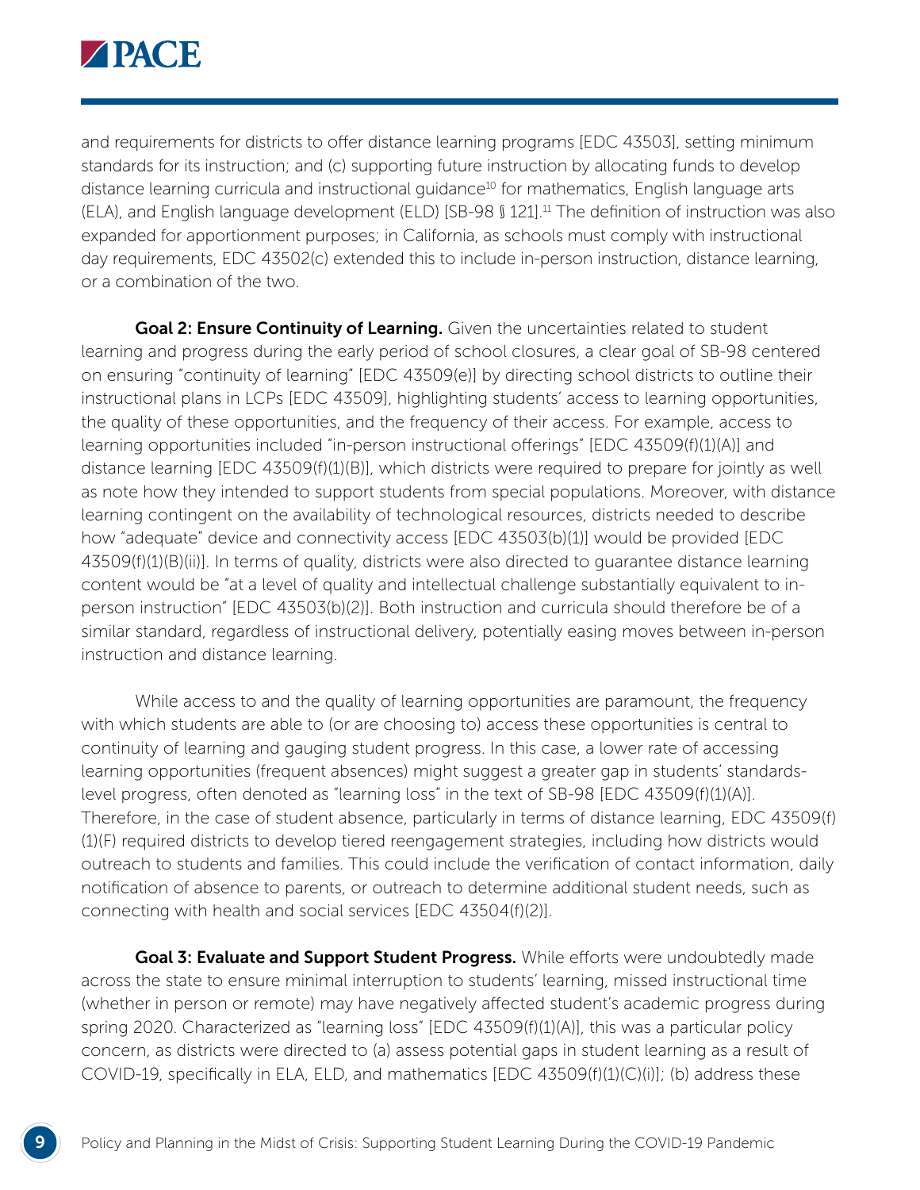and requirements for districts to offer distance learning programs [EDC 43503], setting minimum standards for its instruction; and (c) supporting future instruction by allocating funds to develop distance learning curricula and instructional guidance[10] for mathematics, English language arts (ELA), and English language development (ELD) [SB-98 § 121].[11] The definition of instruction was also expanded for apportionment purposes; in California, as schools must comply with instructional day requirements, EDC 43502(c) extended this to include in-person instruction, distance learning, or a combination of the two.

**Goal 2: Ensure Continuity of Learning.** Given the uncertainties related to student learning and progress during the early period of school closures, a clear goal of SB-98 centered on ensuring "continuity of learning" [EDC 43509(e)] by directing school districts to outline their instructional plans in LCPs [EDC 43509], highlighting students' access to learning opportunities, the quality of these opportunities, and the frequency of their access. For example, access to learning opportunities included "in-person instructional offerings" [EDC 43509(f)(1)(A)] and distance learning [EDC 43509(f)(1)(B)], which districts were required to prepare for jointly as well as note how they intended to support students from special populations. Moreover, with distance learning contingent on the availability of technological resources, districts needed to describe how "adequate" device and connectivity access [EDC 43503(b)(1)] would be provided [EDC 43509(f)(1)(B)(ii)]. In terms of quality, districts were also directed to guarantee distance learning content would be "at a level of quality and intellectual challenge substantially equivalent to in-person instruction" [EDC 43503(b)(2)]. Both instruction and curricula should therefore be of a similar standard, regardless of instructional delivery, potentially easing moves between in-person instruction and distance learning.

While access to and the quality of learning opportunities are paramount, the frequency with which students are able to (or are choosing to) access these opportunities is central to continuity of learning and gauging student progress. In this case, a lower rate of accessing learning opportunities (frequent absences) might suggest a greater gap in students' standards-level progress, often denoted as "learning loss" in the text of SB-98 [EDC 43509(f)(1)(A)]. Therefore, in the case of student absence, particularly in terms of distance learning, EDC 43509(f)(1)(F) required districts to develop tiered reengagement strategies, including how districts would outreach to students and families. This could include the verification of contact information, daily notification of absence to parents, or outreach to determine additional student needs, such as connecting with health and social services [EDC 43504(f)(2)].

**Goal 3: Evaluate and Support Student Progress.** While efforts were undoubtedly made across the state to ensure minimal interruption to students' learning, missed instructional time (whether in person or remote) may have negatively affected student's academic progress during spring 2020. Characterized as "learning loss" [EDC 43509(f)(1)(A)], this was a particular policy concern, as districts were directed to (a) assess potential gaps in student learning as a result of COVID-19, specifically in ELA, ELD, and mathematics [EDC 43509(f)(1)(C)(i)]; (b) address these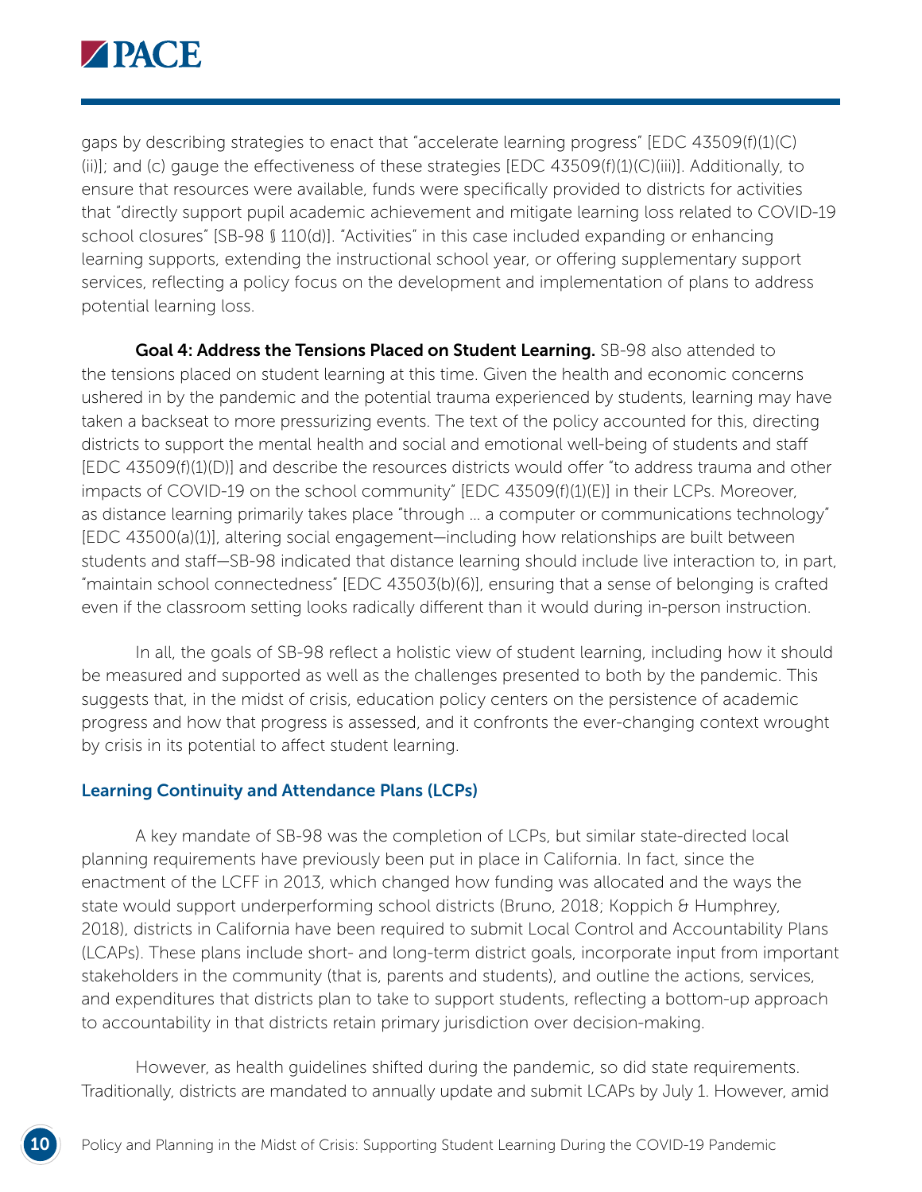gaps by describing strategies to enact that "accelerate learning progress" [EDC 43509(f)(1)(C)(ii)]; and (c) gauge the effectiveness of these strategies [EDC 43509(f)(1)(C)(iii)]. Additionally, to ensure that resources were available, funds were specifically provided to districts for activities that "directly support pupil academic achievement and mitigate learning loss related to COVID-19 school closures" [SB-98 § 110(d)]. "Activities" in this case included expanding or enhancing learning supports, extending the instructional school year, or offering supplementary support services, reflecting a policy focus on the development and implementation of plans to address potential learning loss.

**Goal 4: Address the Tensions Placed on Student Learning.** SB-98 also attended to the tensions placed on student learning at this time. Given the health and economic concerns ushered in by the pandemic and the potential trauma experienced by students, learning may have taken a backseat to more pressurizing events. The text of the policy accounted for this, directing districts to support the mental health and social and emotional well-being of students and staff [EDC 43509(f)(1)(D)] and describe the resources districts would offer "to address trauma and other impacts of COVID-19 on the school community" [EDC 43509(f)(1)(E)] in their LCPs. Moreover, as distance learning primarily takes place "through … a computer or communications technology" [EDC 43500(a)(1)], altering social engagement—including how relationships are built between students and staff—SB-98 indicated that distance learning should include live interaction to, in part, "maintain school connectedness" [EDC 43503(b)(6)], ensuring that a sense of belonging is crafted even if the classroom setting looks radically different than it would during in-person instruction.

In all, the goals of SB-98 reflect a holistic view of student learning, including how it should be measured and supported as well as the challenges presented to both by the pandemic. This suggests that, in the midst of crisis, education policy centers on the persistence of academic progress and how that progress is assessed, and it confronts the ever-changing context wrought by crisis in its potential to affect student learning.

### Learning Continuity and Attendance Plans (LCPs)

A key mandate of SB-98 was the completion of LCPs, but similar state-directed local planning requirements have previously been put in place in California. In fact, since the enactment of the LCFF in 2013, which changed how funding was allocated and the ways the state would support underperforming school districts (Bruno, 2018; Koppich & Humphrey, 2018), districts in California have been required to submit Local Control and Accountability Plans (LCAPs). These plans include short- and long-term district goals, incorporate input from important stakeholders in the community (that is, parents and students), and outline the actions, services, and expenditures that districts plan to take to support students, reflecting a bottom-up approach to accountability in that districts retain primary jurisdiction over decision-making.

However, as health guidelines shifted during the pandemic, so did state requirements. Traditionally, districts are mandated to annually update and submit LCAPs by July 1. However, amid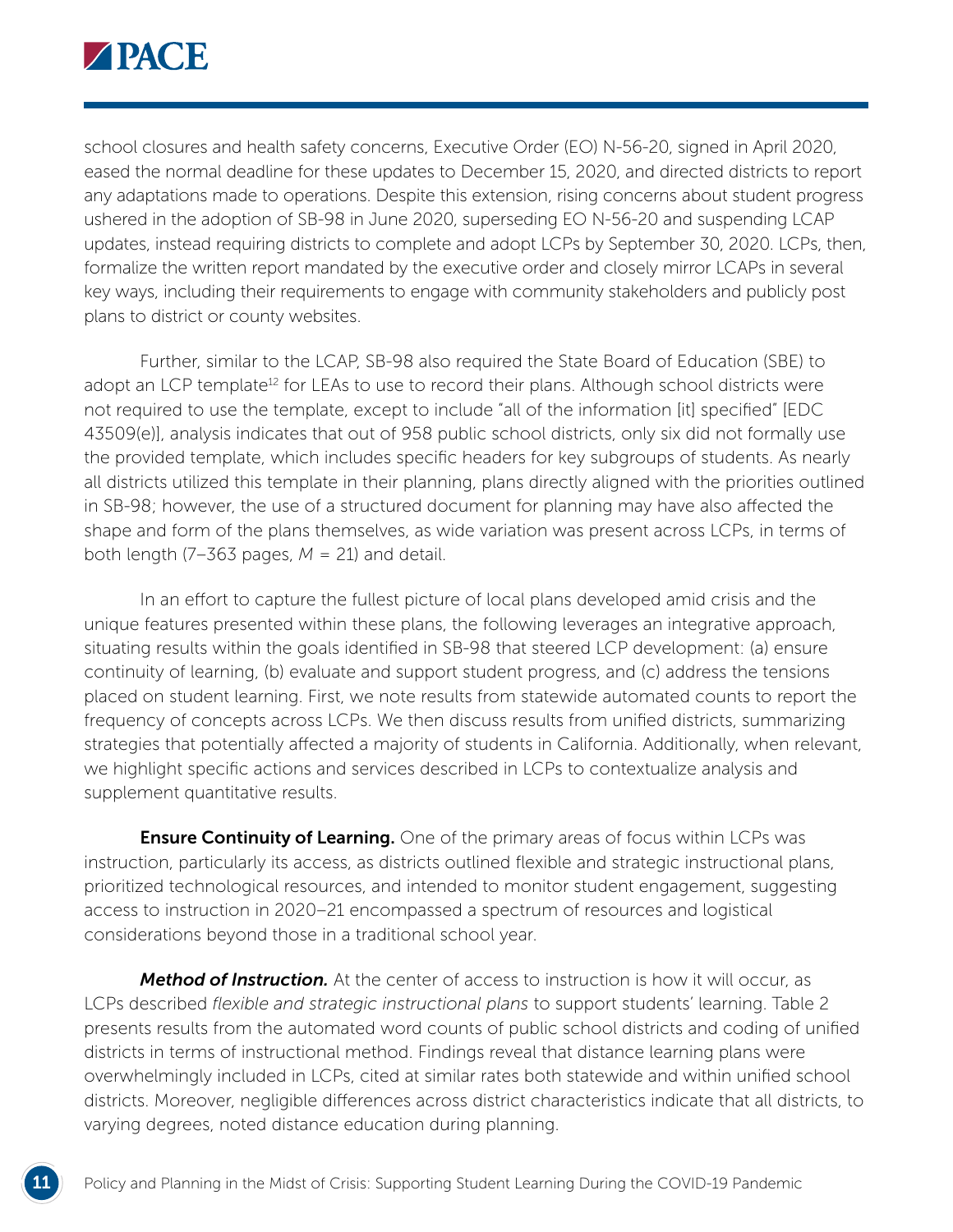school closures and health safety concerns, Executive Order (EO) N-56-20, signed in April 2020, eased the normal deadline for these updates to December 15, 2020, and directed districts to report any adaptations made to operations. Despite this extension, rising concerns about student progress ushered in the adoption of SB-98 in June 2020, superseding EO N-56-20 and suspending LCAP updates, instead requiring districts to complete and adopt LCPs by September 30, 2020. LCPs, then, formalize the written report mandated by the executive order and closely mirror LCAPs in several key ways, including their requirements to engage with community stakeholders and publicly post plans to district or county websites.

Further, similar to the LCAP, SB-98 also required the State Board of Education (SBE) to adopt an LCP template[12] for LEAs to use to record their plans. Although school districts were not required to use the template, except to include "all of the information [it] specified" [EDC 43509(e)], analysis indicates that out of 958 public school districts, only six did not formally use the provided template, which includes specific headers for key subgroups of students. As nearly all districts utilized this template in their planning, plans directly aligned with the priorities outlined in SB-98; however, the use of a structured document for planning may have also affected the shape and form of the plans themselves, as wide variation was present across LCPs, in terms of both length (7–363 pages, $M$ = 21) and detail.

In an effort to capture the fullest picture of local plans developed amid crisis and the unique features presented within these plans, the following leverages an integrative approach, situating results within the goals identified in SB-98 that steered LCP development: (a) ensure continuity of learning, (b) evaluate and support student progress, and (c) address the tensions placed on student learning. First, we note results from statewide automated counts to report the frequency of concepts across LCPs. We then discuss results from unified districts, summarizing strategies that potentially affected a majority of students in California. Additionally, when relevant, we highlight specific actions and services described in LCPs to contextualize analysis and supplement quantitative results.

**Ensure Continuity of Learning.** One of the primary areas of focus within LCPs was instruction, particularly its access, as districts outlined flexible and strategic instructional plans, prioritized technological resources, and intended to monitor student engagement, suggesting access to instruction in 2020–21 encompassed a spectrum of resources and logistical considerations beyond those in a traditional school year.

***Method of Instruction.*** At the center of access to instruction is how it will occur, as LCPs described *flexible and strategic instructional plans* to support students' learning. Table 2 presents results from the automated word counts of public school districts and coding of unified districts in terms of instructional method. Findings reveal that distance learning plans were overwhelmingly included in LCPs, cited at similar rates both statewide and within unified school districts. Moreover, negligible differences across district characteristics indicate that all districts, to varying degrees, noted distance education during planning.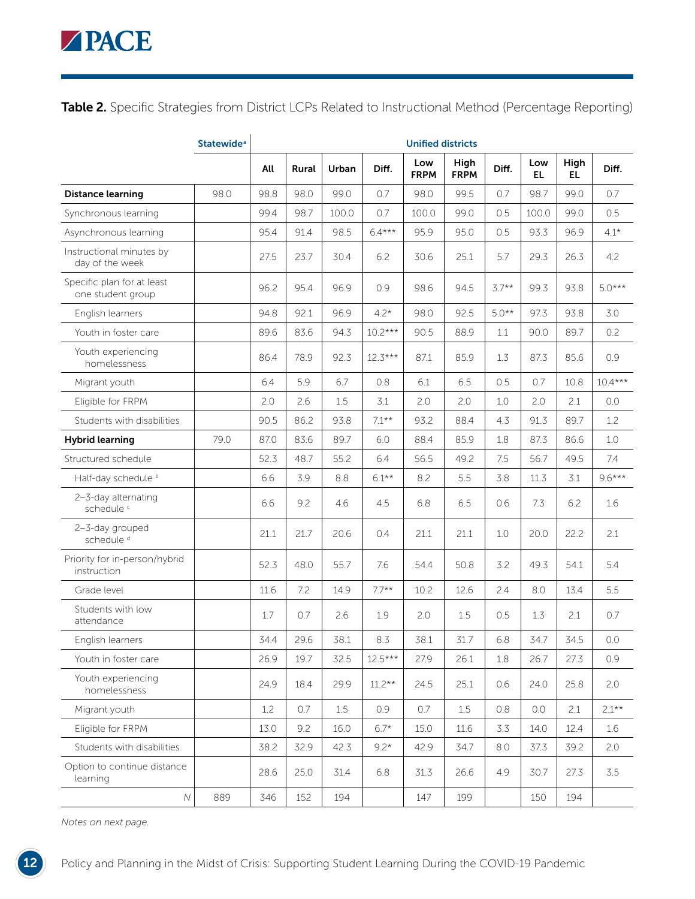**Table 2.** Specific Strategies from District LCPs Related to Instructional Method (Percentage Reporting)

| | Statewide[a] | Unified districts | | | | | | | | | |
|---|---|---|---|---|---|---|---|---|---|---|---|
| | | All | Rural | Urban | Diff. | Low FRPM | High FRPM | Diff. | Low EL | High EL | Diff. |
| **Distance learning** | 98.0 | 98.8 | 98.0 | 99.0 | 0.7 | 98.0 | 99.5 | 0.7 | 98.7 | 99.0 | 0.7 |
| Synchronous learning | | 99.4 | 98.7 | 100.0 | 0.7 | 100.0 | 99.0 | 0.5 | 100.0 | 99.0 | 0.5 |
| Asynchronous learning | | 95.4 | 91.4 | 98.5 | 6.4*** | 95.9 | 95.0 | 0.5 | 93.3 | 96.9 | 4.1* |
| Instructional minutes by day of the week | | 27.5 | 23.7 | 30.4 | 6.2 | 30.6 | 25.1 | 5.7 | 29.3 | 26.3 | 4.2 |
| Specific plan for at least one student group | | 96.2 | 95.4 | 96.9 | 0.9 | 98.6 | 94.5 | 3.7** | 99.3 | 93.8 | 5.0*** |
| English learners | | 94.8 | 92.1 | 96.9 | 4.2* | 98.0 | 92.5 | 5.0** | 97.3 | 93.8 | 3.0 |
| Youth in foster care | | 89.6 | 83.6 | 94.3 | 10.2*** | 90.5 | 88.9 | 1.1 | 90.0 | 89.7 | 0.2 |
| Youth experiencing homelessness | | 86.4 | 78.9 | 92.3 | 12.3*** | 87.1 | 85.9 | 1.3 | 87.3 | 85.6 | 0.9 |
| Migrant youth | | 6.4 | 5.9 | 6.7 | 0.8 | 6.1 | 6.5 | 0.5 | 0.7 | 10.8 | 10.4*** |
| Eligible for FRPM | | 2.0 | 2.6 | 1.5 | 3.1 | 2.0 | 2.0 | 1.0 | 2.0 | 2.1 | 0.0 |
| Students with disabilities | | 90.5 | 86.2 | 93.8 | 7.1** | 93.2 | 88.4 | 4.3 | 91.3 | 89.7 | 1.2 |
| **Hybrid learning** | 79.0 | 87.0 | 83.6 | 89.7 | 6.0 | 88.4 | 85.9 | 1.8 | 87.3 | 86.6 | 1.0 |
| Structured schedule | | 52.3 | 48.7 | 55.2 | 6.4 | 56.5 | 49.2 | 7.5 | 56.7 | 49.5 | 7.4 |
| Half-day schedule [b] | | 6.6 | 3.9 | 8.8 | 6.1** | 8.2 | 5.5 | 3.8 | 11.3 | 3.1 | 9.6*** |
| 2–3-day alternating schedule [c] | | 6.6 | 9.2 | 4.6 | 4.5 | 6.8 | 6.5 | 0.6 | 7.3 | 6.2 | 1.6 |
| 2–3-day grouped schedule [d] | | 21.1 | 21.7 | 20.6 | 0.4 | 21.1 | 21.1 | 1.0 | 20.0 | 22.2 | 2.1 |
| Priority for in-person/hybrid instruction | | 52.3 | 48.0 | 55.7 | 7.6 | 54.4 | 50.8 | 3.2 | 49.3 | 54.1 | 5.4 |
| Grade level | | 11.6 | 7.2 | 14.9 | 7.7** | 10.2 | 12.6 | 2.4 | 8.0 | 13.4 | 5.5 |
| Students with low attendance | | 1.7 | 0.7 | 2.6 | 1.9 | 2.0 | 1.5 | 0.5 | 1.3 | 2.1 | 0.7 |
| English learners | | 34.4 | 29.6 | 38.1 | 8.3 | 38.1 | 31.7 | 6.8 | 34.7 | 34.5 | 0.0 |
| Youth in foster care | | 26.9 | 19.7 | 32.5 | 12.5*** | 27.9 | 26.1 | 1.8 | 26.7 | 27.3 | 0.9 |
| Youth experiencing homelessness | | 24.9 | 18.4 | 29.9 | 11.2** | 24.5 | 25.1 | 0.6 | 24.0 | 25.8 | 2.0 |
| Migrant youth | | 1.2 | 0.7 | 1.5 | 0.9 | 0.7 | 1.5 | 0.8 | 0.0 | 2.1 | 2.1** |
| Eligible for FRPM | | 13.0 | 9.2 | 16.0 | 6.7* | 15.0 | 11.6 | 3.3 | 14.0 | 12.4 | 1.6 |
| Students with disabilities | | 38.2 | 32.9 | 42.3 | 9.2* | 42.9 | 34.7 | 8.0 | 37.3 | 39.2 | 2.0 |
| Option to continue distance learning | | 28.6 | 25.0 | 31.4 | 6.8 | 31.3 | 26.6 | 4.9 | 30.7 | 27.3 | 3.5 |
| *N* | 889 | 346 | 152 | 194 | | 147 | 199 | | 150 | 194 | |

*Notes on next page.*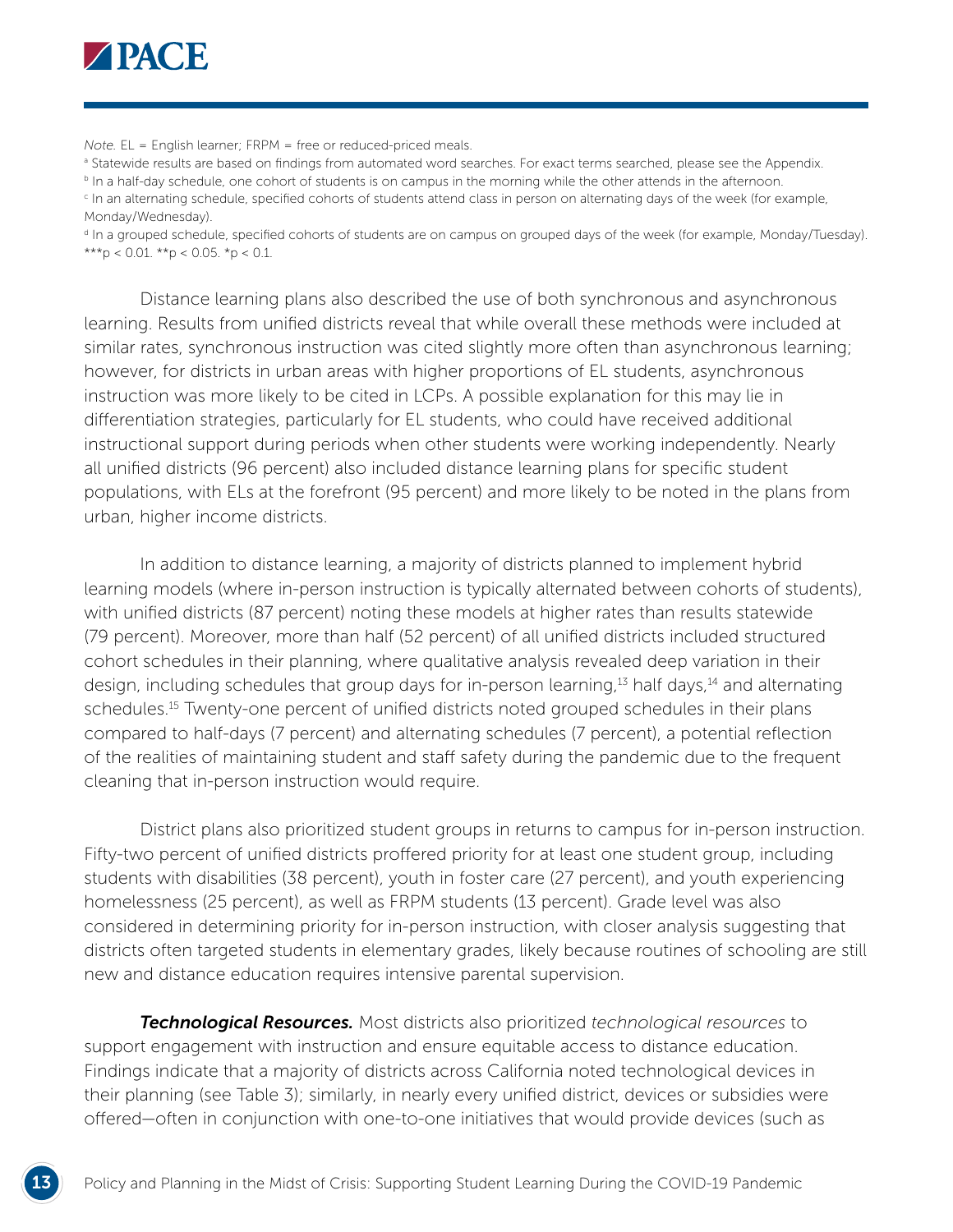*Note.* EL = English learner; FRPM = free or reduced-priced meals.

[a] Statewide results are based on findings from automated word searches. For exact terms searched, please see the Appendix.

[b] In a half-day schedule, one cohort of students is on campus in the morning while the other attends in the afternoon.

[c] In an alternating schedule, specified cohorts of students attend class in person on alternating days of the week (for example, Monday/Wednesday).

[d] In a grouped schedule, specified cohorts of students are on campus on grouped days of the week (for example, Monday/Tuesday).

***p < 0.01. **p < 0.05. *p < 0.1.

Distance learning plans also described the use of both synchronous and asynchronous learning. Results from unified districts reveal that while overall these methods were included at similar rates, synchronous instruction was cited slightly more often than asynchronous learning; however, for districts in urban areas with higher proportions of EL students, asynchronous instruction was more likely to be cited in LCPs. A possible explanation for this may lie in differentiation strategies, particularly for EL students, who could have received additional instructional support during periods when other students were working independently. Nearly all unified districts (96 percent) also included distance learning plans for specific student populations, with ELs at the forefront (95 percent) and more likely to be noted in the plans from urban, higher income districts.

In addition to distance learning, a majority of districts planned to implement hybrid learning models (where in-person instruction is typically alternated between cohorts of students), with unified districts (87 percent) noting these models at higher rates than results statewide (79 percent). Moreover, more than half (52 percent) of all unified districts included structured cohort schedules in their planning, where qualitative analysis revealed deep variation in their design, including schedules that group days for in-person learning,[13] half days,[14] and alternating schedules.[15] Twenty-one percent of unified districts noted grouped schedules in their plans compared to half-days (7 percent) and alternating schedules (7 percent), a potential reflection of the realities of maintaining student and staff safety during the pandemic due to the frequent cleaning that in-person instruction would require.

District plans also prioritized student groups in returns to campus for in-person instruction. Fifty-two percent of unified districts proffered priority for at least one student group, including students with disabilities (38 percent), youth in foster care (27 percent), and youth experiencing homelessness (25 percent), as well as FRPM students (13 percent). Grade level was also considered in determining priority for in-person instruction, with closer analysis suggesting that districts often targeted students in elementary grades, likely because routines of schooling are still new and distance education requires intensive parental supervision.

***Technological Resources.*** Most districts also prioritized *technological resources* to support engagement with instruction and ensure equitable access to distance education. Findings indicate that a majority of districts across California noted technological devices in their planning (see Table 3); similarly, in nearly every unified district, devices or subsidies were offered—often in conjunction with one-to-one initiatives that would provide devices (such as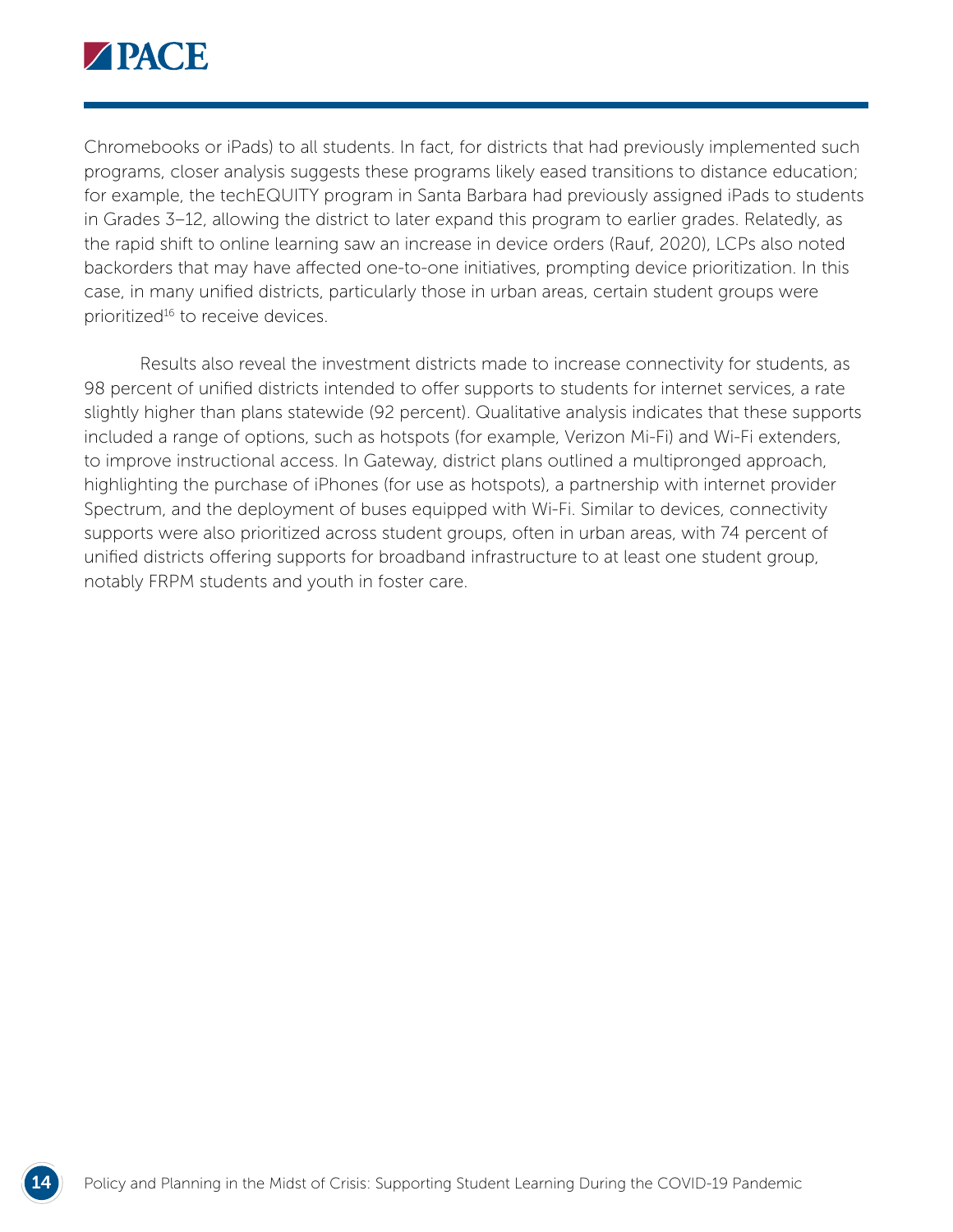Chromebooks or iPads) to all students. In fact, for districts that had previously implemented such programs, closer analysis suggests these programs likely eased transitions to distance education; for example, the techEQUITY program in Santa Barbara had previously assigned iPads to students in Grades 3–12, allowing the district to later expand this program to earlier grades. Relatedly, as the rapid shift to online learning saw an increase in device orders (Rauf, 2020), LCPs also noted backorders that may have affected one-to-one initiatives, prompting device prioritization. In this case, in many unified districts, particularly those in urban areas, certain student groups were prioritized[16] to receive devices.

Results also reveal the investment districts made to increase connectivity for students, as 98 percent of unified districts intended to offer supports to students for internet services, a rate slightly higher than plans statewide (92 percent). Qualitative analysis indicates that these supports included a range of options, such as hotspots (for example, Verizon Mi-Fi) and Wi-Fi extenders, to improve instructional access. In Gateway, district plans outlined a multipronged approach, highlighting the purchase of iPhones (for use as hotspots), a partnership with internet provider Spectrum, and the deployment of buses equipped with Wi-Fi. Similar to devices, connectivity supports were also prioritized across student groups, often in urban areas, with 74 percent of unified districts offering supports for broadband infrastructure to at least one student group, notably FRPM students and youth in foster care.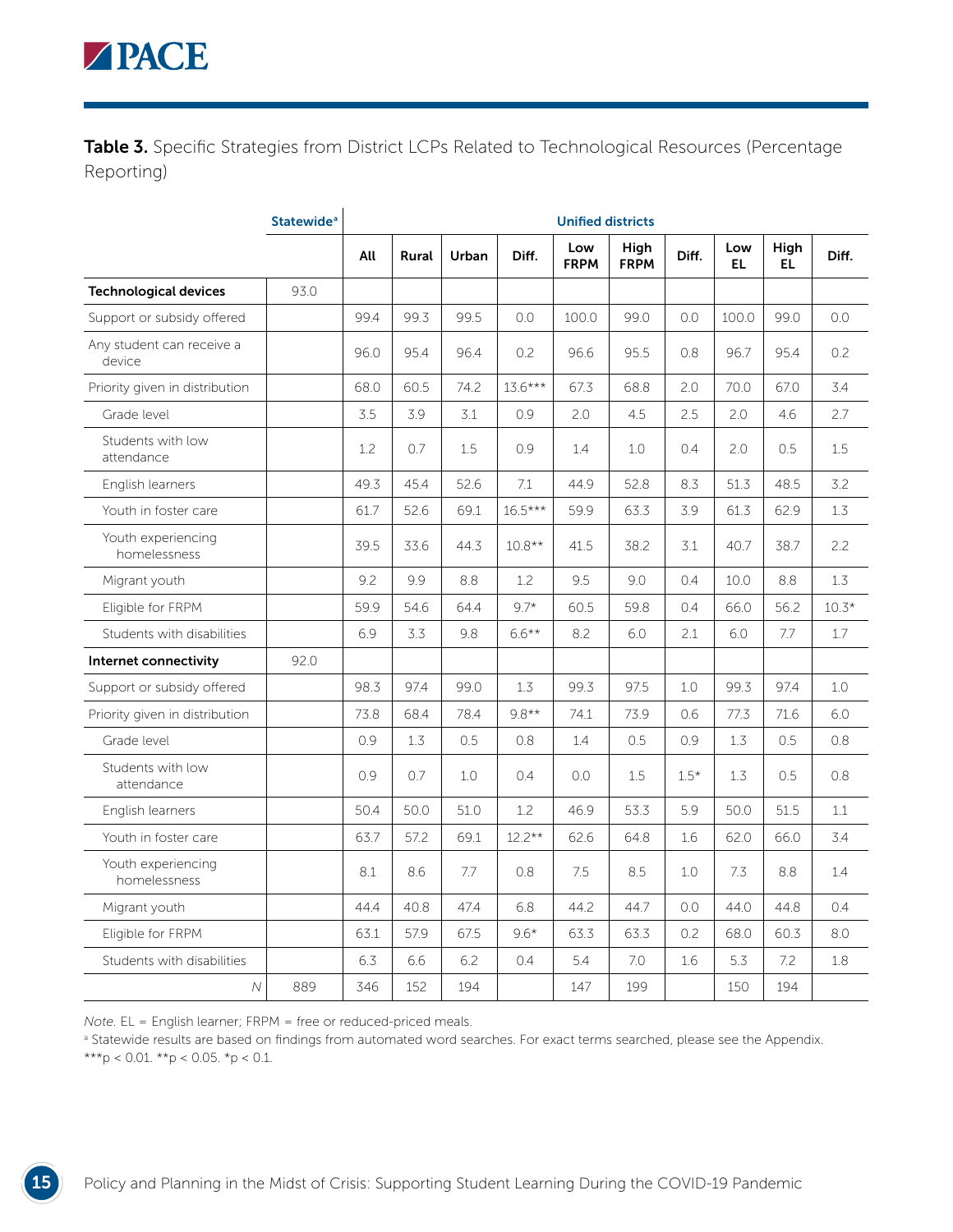**Table 3.** Specific Strategies from District LCPs Related to Technological Resources (Percentage Reporting)

| | Statewide[a] | Unified districts | | | | | | | | | |
|---|---|---|---|---|---|---|---|---|---|---|---|
| | | All | Rural | Urban | Diff. | Low FRPM | High FRPM | Diff. | Low EL | High EL | Diff. |
| **Technological devices** | 93.0 | | | | | | | | | | |
| Support or subsidy offered | | 99.4 | 99.3 | 99.5 | 0.0 | 100.0 | 99.0 | 0.0 | 100.0 | 99.0 | 0.0 |
| Any student can receive a device | | 96.0 | 95.4 | 96.4 | 0.2 | 96.6 | 95.5 | 0.8 | 96.7 | 95.4 | 0.2 |
| Priority given in distribution | | 68.0 | 60.5 | 74.2 | 13.6*** | 67.3 | 68.8 | 2.0 | 70.0 | 67.0 | 3.4 |
| Grade level | | 3.5 | 3.9 | 3.1 | 0.9 | 2.0 | 4.5 | 2.5 | 2.0 | 4.6 | 2.7 |
| Students with low attendance | | 1.2 | 0.7 | 1.5 | 0.9 | 1.4 | 1.0 | 0.4 | 2.0 | 0.5 | 1.5 |
| English learners | | 49.3 | 45.4 | 52.6 | 7.1 | 44.9 | 52.8 | 8.3 | 51.3 | 48.5 | 3.2 |
| Youth in foster care | | 61.7 | 52.6 | 69.1 | 16.5*** | 59.9 | 63.3 | 3.9 | 61.3 | 62.9 | 1.3 |
| Youth experiencing homelessness | | 39.5 | 33.6 | 44.3 | 10.8** | 41.5 | 38.2 | 3.1 | 40.7 | 38.7 | 2.2 |
| Migrant youth | | 9.2 | 9.9 | 8.8 | 1.2 | 9.5 | 9.0 | 0.4 | 10.0 | 8.8 | 1.3 |
| Eligible for FRPM | | 59.9 | 54.6 | 64.4 | 9.7* | 60.5 | 59.8 | 0.4 | 66.0 | 56.2 | 10.3* |
| Students with disabilities | | 6.9 | 3.3 | 9.8 | 6.6** | 8.2 | 6.0 | 2.1 | 6.0 | 7.7 | 1.7 |
| **Internet connectivity** | 92.0 | | | | | | | | | | |
| Support or subsidy offered | | 98.3 | 97.4 | 99.0 | 1.3 | 99.3 | 97.5 | 1.0 | 99.3 | 97.4 | 1.0 |
| Priority given in distribution | | 73.8 | 68.4 | 78.4 | 9.8** | 74.1 | 73.9 | 0.6 | 77.3 | 71.6 | 6.0 |
| Grade level | | 0.9 | 1.3 | 0.5 | 0.8 | 1.4 | 0.5 | 0.9 | 1.3 | 0.5 | 0.8 |
| Students with low attendance | | 0.9 | 0.7 | 1.0 | 0.4 | 0.0 | 1.5 | 1.5* | 1.3 | 0.5 | 0.8 |
| English learners | | 50.4 | 50.0 | 51.0 | 1.2 | 46.9 | 53.3 | 5.9 | 50.0 | 51.5 | 1.1 |
| Youth in foster care | | 63.7 | 57.2 | 69.1 | 12.2** | 62.6 | 64.8 | 1.6 | 62.0 | 66.0 | 3.4 |
| Youth experiencing homelessness | | 8.1 | 8.6 | 7.7 | 0.8 | 7.5 | 8.5 | 1.0 | 7.3 | 8.8 | 1.4 |
| Migrant youth | | 44.4 | 40.8 | 47.4 | 6.8 | 44.2 | 44.7 | 0.0 | 44.0 | 44.8 | 0.4 |
| Eligible for FRPM | | 63.1 | 57.9 | 67.5 | 9.6* | 63.3 | 63.3 | 0.2 | 68.0 | 60.3 | 8.0 |
| Students with disabilities | | 6.3 | 6.6 | 6.2 | 0.4 | 5.4 | 7.0 | 1.6 | 5.3 | 7.2 | 1.8 |
| *N* | 889 | 346 | 152 | 194 | | 147 | 199 | | 150 | 194 | |

*Note.* EL = English learner; FRPM = free or reduced-priced meals.

[a] Statewide results are based on findings from automated word searches. For exact terms searched, please see the Appendix.

***$p < 0.01$. **$p < 0.05$. *$p < 0.1$.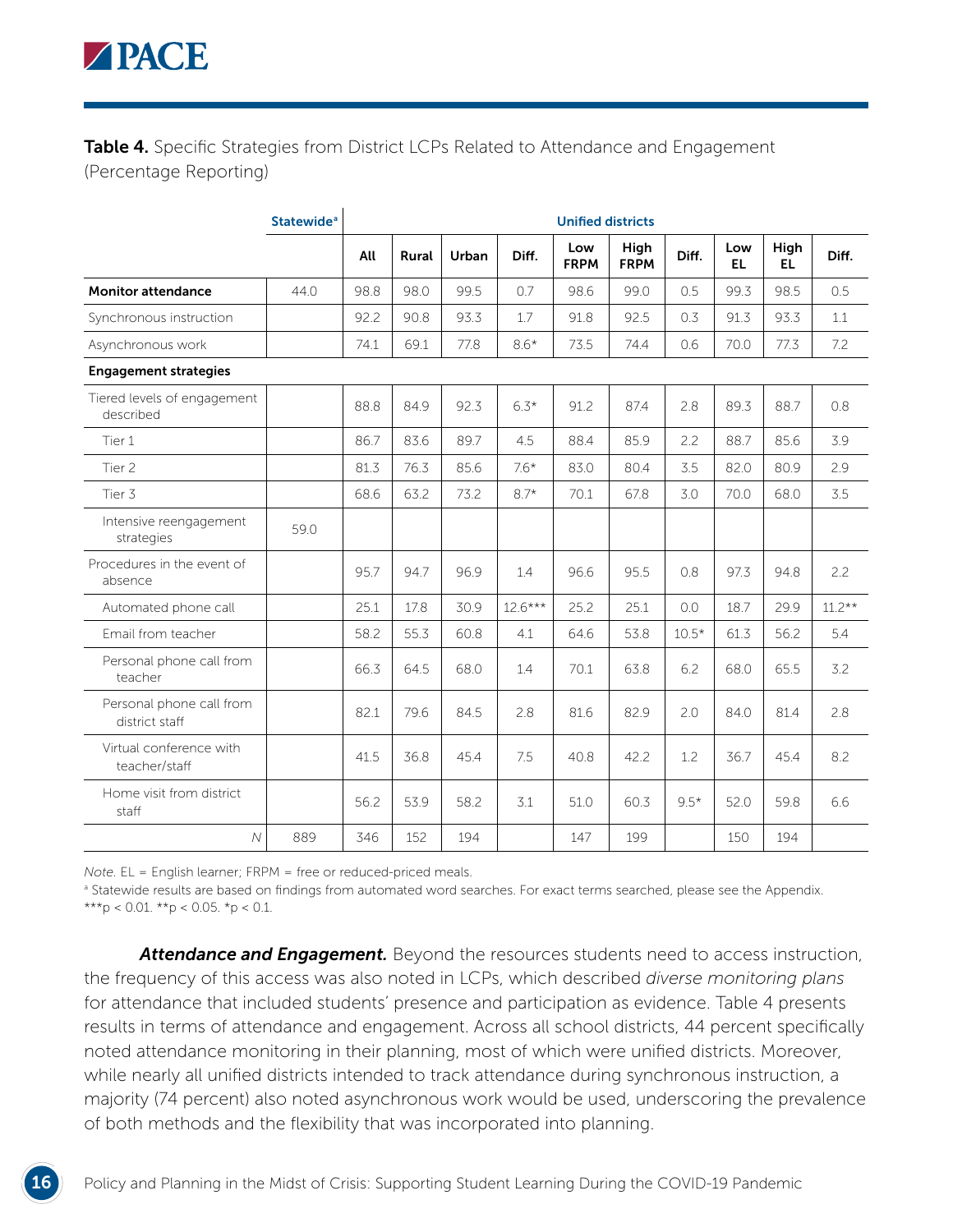**Table 4.** Specific Strategies from District LCPs Related to Attendance and Engagement (Percentage Reporting)

| | Statewide[a] | Unified districts | | | | | | | | | |
|---|---|---|---|---|---|---|---|---|---|---|---|
| | | All | Rural | Urban | Diff. | Low FRPM | High FRPM | Diff. | Low EL | High EL | Diff. |
| **Monitor attendance** | 44.0 | 98.8 | 98.0 | 99.5 | 0.7 | 98.6 | 99.0 | 0.5 | 99.3 | 98.5 | 0.5 |
| Synchronous instruction | | 92.2 | 90.8 | 93.3 | 1.7 | 91.8 | 92.5 | 0.3 | 91.3 | 93.3 | 1.1 |
| Asynchronous work | | 74.1 | 69.1 | 77.8 | 8.6* | 73.5 | 74.4 | 0.6 | 70.0 | 77.3 | 7.2 |
| **Engagement strategies** | | | | | | | | | | | |
| Tiered levels of engagement described | | 88.8 | 84.9 | 92.3 | 6.3* | 91.2 | 87.4 | 2.8 | 89.3 | 88.7 | 0.8 |
| Tier 1 | | 86.7 | 83.6 | 89.7 | 4.5 | 88.4 | 85.9 | 2.2 | 88.7 | 85.6 | 3.9 |
| Tier 2 | | 81.3 | 76.3 | 85.6 | 7.6* | 83.0 | 80.4 | 3.5 | 82.0 | 80.9 | 2.9 |
| Tier 3 | | 68.6 | 63.2 | 73.2 | 8.7* | 70.1 | 67.8 | 3.0 | 70.0 | 68.0 | 3.5 |
| Intensive reengagement strategies | 59.0 | | | | | | | | | | |
| Procedures in the event of absence | | 95.7 | 94.7 | 96.9 | 1.4 | 96.6 | 95.5 | 0.8 | 97.3 | 94.8 | 2.2 |
| Automated phone call | | 25.1 | 17.8 | 30.9 | 12.6*** | 25.2 | 25.1 | 0.0 | 18.7 | 29.9 | 11.2** |
| Email from teacher | | 58.2 | 55.3 | 60.8 | 4.1 | 64.6 | 53.8 | 10.5* | 61.3 | 56.2 | 5.4 |
| Personal phone call from teacher | | 66.3 | 64.5 | 68.0 | 1.4 | 70.1 | 63.8 | 6.2 | 68.0 | 65.5 | 3.2 |
| Personal phone call from district staff | | 82.1 | 79.6 | 84.5 | 2.8 | 81.6 | 82.9 | 2.0 | 84.0 | 81.4 | 2.8 |
| Virtual conference with teacher/staff | | 41.5 | 36.8 | 45.4 | 7.5 | 40.8 | 42.2 | 1.2 | 36.7 | 45.4 | 8.2 |
| Home visit from district staff | | 56.2 | 53.9 | 58.2 | 3.1 | 51.0 | 60.3 | 9.5* | 52.0 | 59.8 | 6.6 |
| *N* | 889 | 346 | 152 | 194 | | 147 | 199 | | 150 | 194 | |

*Note.* EL = English learner; FRPM = free or reduced-priced meals.

[a] Statewide results are based on findings from automated word searches. For exact terms searched, please see the Appendix.

***$p < 0.01$. **$p < 0.05$. *$p < 0.1$.

***Attendance and Engagement.*** Beyond the resources students need to access instruction, the frequency of this access was also noted in LCPs, which described *diverse monitoring plans* for attendance that included students' presence and participation as evidence. Table 4 presents results in terms of attendance and engagement. Across all school districts, 44 percent specifically noted attendance monitoring in their planning, most of which were unified districts. Moreover, while nearly all unified districts intended to track attendance during synchronous instruction, a majority (74 percent) also noted asynchronous work would be used, underscoring the prevalence of both methods and the flexibility that was incorporated into planning.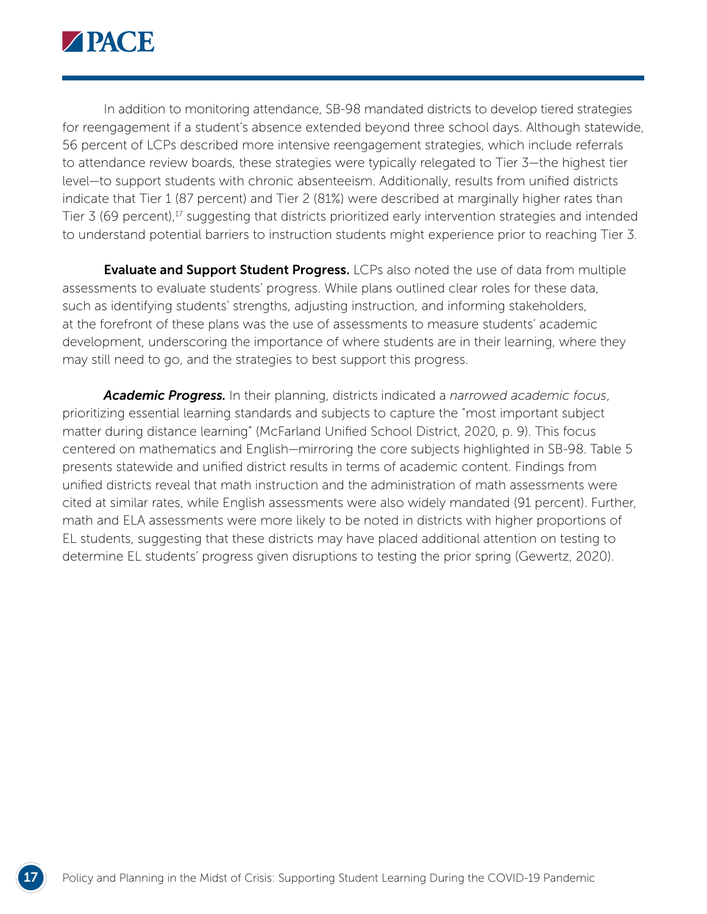In addition to monitoring attendance, SB-98 mandated districts to develop tiered strategies for reengagement if a student's absence extended beyond three school days. Although statewide, 56 percent of LCPs described more intensive reengagement strategies, which include referrals to attendance review boards, these strategies were typically relegated to Tier 3—the highest tier level—to support students with chronic absenteeism. Additionally, results from unified districts indicate that Tier 1 (87 percent) and Tier 2 (81%) were described at marginally higher rates than Tier 3 (69 percent),[17] suggesting that districts prioritized early intervention strategies and intended to understand potential barriers to instruction students might experience prior to reaching Tier 3.

**Evaluate and Support Student Progress.** LCPs also noted the use of data from multiple assessments to evaluate students' progress. While plans outlined clear roles for these data, such as identifying students' strengths, adjusting instruction, and informing stakeholders, at the forefront of these plans was the use of assessments to measure students' academic development, underscoring the importance of where students are in their learning, where they may still need to go, and the strategies to best support this progress.

***Academic Progress.*** In their planning, districts indicated a *narrowed academic focus*, prioritizing essential learning standards and subjects to capture the "most important subject matter during distance learning" (McFarland Unified School District, 2020, p. 9). This focus centered on mathematics and English—mirroring the core subjects highlighted in SB-98. Table 5 presents statewide and unified district results in terms of academic content. Findings from unified districts reveal that math instruction and the administration of math assessments were cited at similar rates, while English assessments were also widely mandated (91 percent). Further, math and ELA assessments were more likely to be noted in districts with higher proportions of EL students, suggesting that these districts may have placed additional attention on testing to determine EL students' progress given disruptions to testing the prior spring (Gewertz, 2020).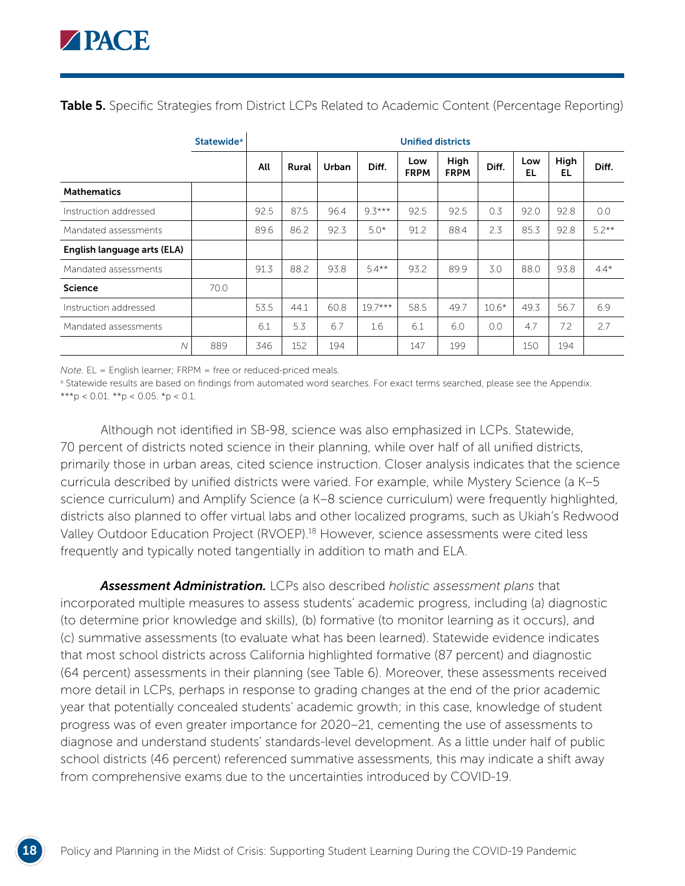**Table 5.** Specific Strategies from District LCPs Related to Academic Content (Percentage Reporting)

| | Statewide[a] | Unified districts | | | | | | | | | |
|---|---|---|---|---|---|---|---|---|---|---|---|
| | | All | Rural | Urban | Diff. | Low FRPM | High FRPM | Diff. | Low EL | High EL | Diff. |
| **Mathematics** | | | | | | | | | | | |
| Instruction addressed | | 92.5 | 87.5 | 96.4 | 9.3*** | 92.5 | 92.5 | 0.3 | 92.0 | 92.8 | 0.0 |
| Mandated assessments | | 89.6 | 86.2 | 92.3 | 5.0* | 91.2 | 88.4 | 2.3 | 85.3 | 92.8 | 5.2** |
| **English language arts (ELA)** | | | | | | | | | | | |
| Mandated assessments | | 91.3 | 88.2 | 93.8 | 5.4** | 93.2 | 89.9 | 3.0 | 88.0 | 93.8 | 4.4* |
| **Science** | 70.0 | | | | | | | | | | |
| Instruction addressed | | 53.5 | 44.1 | 60.8 | 19.7*** | 58.5 | 49.7 | 10.6* | 49.3 | 56.7 | 6.9 |
| Mandated assessments | | 6.1 | 5.3 | 6.7 | 1.6 | 6.1 | 6.0 | 0.0 | 4.7 | 7.2 | 2.7 |
| *N* | 889 | 346 | 152 | 194 | | 147 | 199 | | 150 | 194 | |

*Note.* EL = English learner; FRPM = free or reduced-priced meals.
[a] Statewide results are based on findings from automated word searches. For exact terms searched, please see the Appendix.
***$p < 0.01$. **$p < 0.05$. *$p < 0.1$.

Although not identified in SB-98, science was also emphasized in LCPs. Statewide, 70 percent of districts noted science in their planning, while over half of all unified districts, primarily those in urban areas, cited science instruction. Closer analysis indicates that the science curricula described by unified districts were varied. For example, while Mystery Science (a K–5 science curriculum) and Amplify Science (a K–8 science curriculum) were frequently highlighted, districts also planned to offer virtual labs and other localized programs, such as Ukiah's Redwood Valley Outdoor Education Project (RVOEP).[18] However, science assessments were cited less frequently and typically noted tangentially in addition to math and ELA.

***Assessment Administration.*** LCPs also described *holistic assessment plans* that incorporated multiple measures to assess students' academic progress, including (a) diagnostic (to determine prior knowledge and skills), (b) formative (to monitor learning as it occurs), and (c) summative assessments (to evaluate what has been learned). Statewide evidence indicates that most school districts across California highlighted formative (87 percent) and diagnostic (64 percent) assessments in their planning (see Table 6). Moreover, these assessments received more detail in LCPs, perhaps in response to grading changes at the end of the prior academic year that potentially concealed students' academic growth; in this case, knowledge of student progress was of even greater importance for 2020–21, cementing the use of assessments to diagnose and understand students' standards-level development. As a little under half of public school districts (46 percent) referenced summative assessments, this may indicate a shift away from comprehensive exams due to the uncertainties introduced by COVID-19.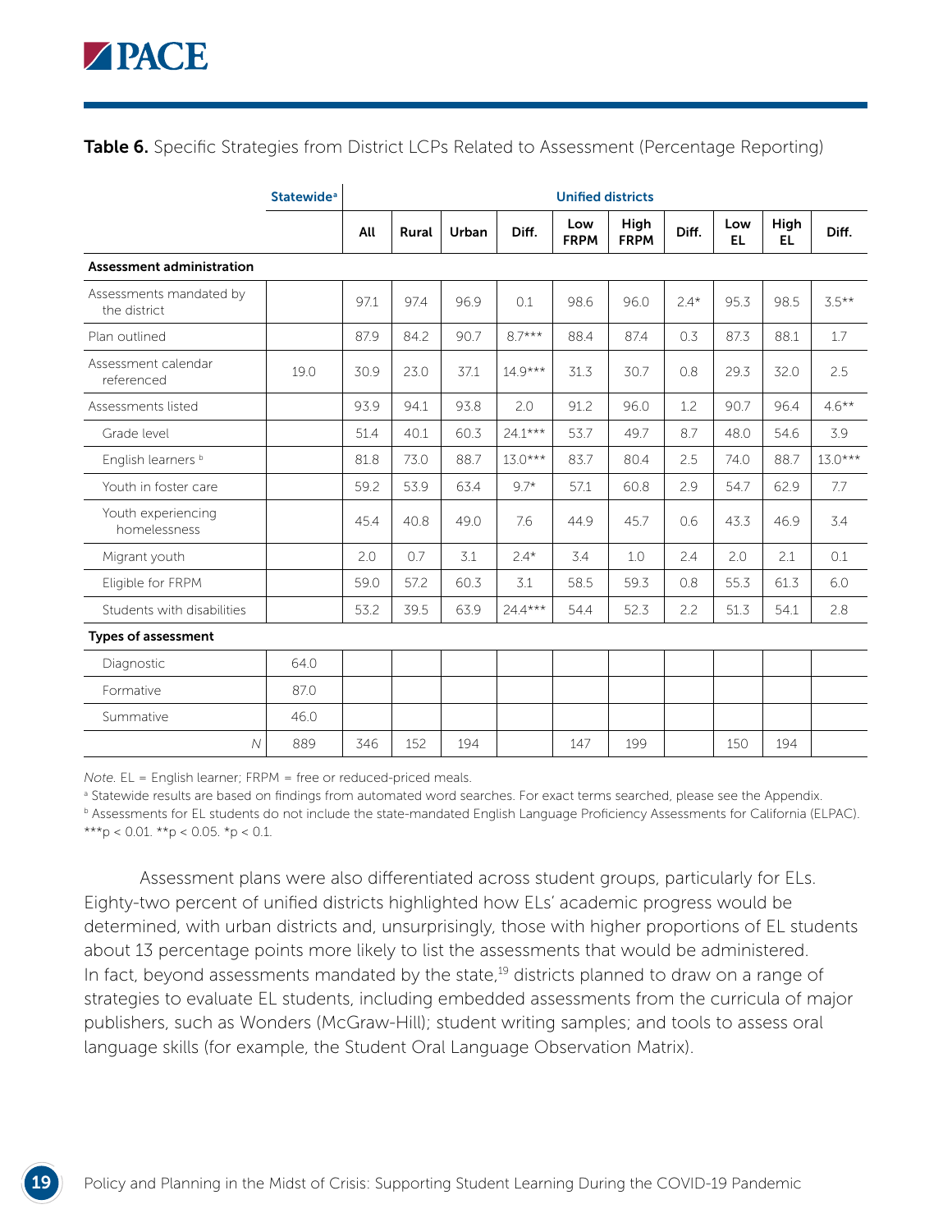**Table 6.** Specific Strategies from District LCPs Related to Assessment (Percentage Reporting)

| | Statewide[a] | Unified districts | | | | | | | | | |
|---|---|---|---|---|---|---|---|---|---|---|---|
| | | All | Rural | Urban | Diff. | Low FRPM | High FRPM | Diff. | Low EL | High EL | Diff. |
| **Assessment administration** | | | | | | | | | | | |
| Assessments mandated by the district | | 97.1 | 97.4 | 96.9 | 0.1 | 98.6 | 96.0 | 2.4* | 95.3 | 98.5 | 3.5** |
| Plan outlined | | 87.9 | 84.2 | 90.7 | 8.7*** | 88.4 | 87.4 | 0.3 | 87.3 | 88.1 | 1.7 |
| Assessment calendar referenced | 19.0 | 30.9 | 23.0 | 37.1 | 14.9*** | 31.3 | 30.7 | 0.8 | 29.3 | 32.0 | 2.5 |
| Assessments listed | | 93.9 | 94.1 | 93.8 | 2.0 | 91.2 | 96.0 | 1.2 | 90.7 | 96.4 | 4.6** |
| Grade level | | 51.4 | 40.1 | 60.3 | 24.1*** | 53.7 | 49.7 | 8.7 | 48.0 | 54.6 | 3.9 |
| English learners[b] | | 81.8 | 73.0 | 88.7 | 13.0*** | 83.7 | 80.4 | 2.5 | 74.0 | 88.7 | 13.0*** |
| Youth in foster care | | 59.2 | 53.9 | 63.4 | 9.7* | 57.1 | 60.8 | 2.9 | 54.7 | 62.9 | 7.7 |
| Youth experiencing homelessness | | 45.4 | 40.8 | 49.0 | 7.6 | 44.9 | 45.7 | 0.6 | 43.3 | 46.9 | 3.4 |
| Migrant youth | | 2.0 | 0.7 | 3.1 | 2.4* | 3.4 | 1.0 | 2.4 | 2.0 | 2.1 | 0.1 |
| Eligible for FRPM | | 59.0 | 57.2 | 60.3 | 3.1 | 58.5 | 59.3 | 0.8 | 55.3 | 61.3 | 6.0 |
| Students with disabilities | | 53.2 | 39.5 | 63.9 | 24.4*** | 54.4 | 52.3 | 2.2 | 51.3 | 54.1 | 2.8 |
| **Types of assessment** | | | | | | | | | | | |
| Diagnostic | 64.0 | | | | | | | | | | |
| Formative | 87.0 | | | | | | | | | | |
| Summative | 46.0 | | | | | | | | | | |
| *N* | 889 | 346 | 152 | 194 | | 147 | 199 | | 150 | 194 | |

*Note.* EL = English learner; FRPM = free or reduced-priced meals.

[a] Statewide results are based on findings from automated word searches. For exact terms searched, please see the Appendix.

[b] Assessments for EL students do not include the state-mandated English Language Proficiency Assessments for California (ELPAC).

***p < 0.01. **p < 0.05. *p < 0.1.

Assessment plans were also differentiated across student groups, particularly for ELs. Eighty-two percent of unified districts highlighted how ELs' academic progress would be determined, with urban districts and, unsurprisingly, those with higher proportions of EL students about 13 percentage points more likely to list the assessments that would be administered. In fact, beyond assessments mandated by the state,[19] districts planned to draw on a range of strategies to evaluate EL students, including embedded assessments from the curricula of major publishers, such as Wonders (McGraw-Hill); student writing samples; and tools to assess oral language skills (for example, the Student Oral Language Observation Matrix).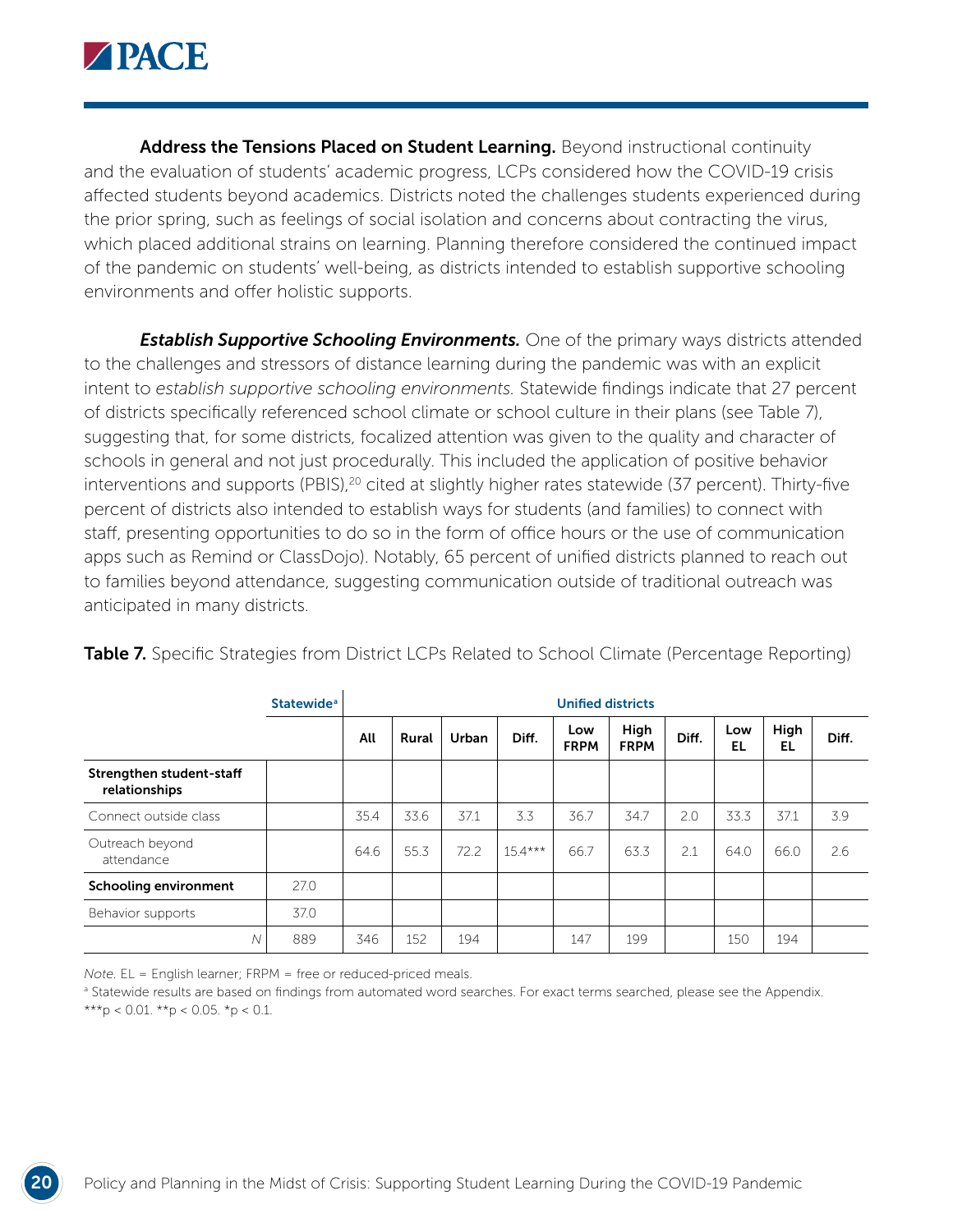**Address the Tensions Placed on Student Learning.** Beyond instructional continuity and the evaluation of students' academic progress, LCPs considered how the COVID-19 crisis affected students beyond academics. Districts noted the challenges students experienced during the prior spring, such as feelings of social isolation and concerns about contracting the virus, which placed additional strains on learning. Planning therefore considered the continued impact of the pandemic on students' well-being, as districts intended to establish supportive schooling environments and offer holistic supports.

***Establish Supportive Schooling Environments.*** One of the primary ways districts attended to the challenges and stressors of distance learning during the pandemic was with an explicit intent to *establish supportive schooling environments.* Statewide findings indicate that 27 percent of districts specifically referenced school climate or school culture in their plans (see Table 7), suggesting that, for some districts, focalized attention was given to the quality and character of schools in general and not just procedurally. This included the application of positive behavior interventions and supports (PBIS),[20] cited at slightly higher rates statewide (37 percent). Thirty-five percent of districts also intended to establish ways for students (and families) to connect with staff, presenting opportunities to do so in the form of office hours or the use of communication apps such as Remind or ClassDojo). Notably, 65 percent of unified districts planned to reach out to families beyond attendance, suggesting communication outside of traditional outreach was anticipated in many districts.

**Table 7.** Specific Strategies from District LCPs Related to School Climate (Percentage Reporting)

| | Statewide[a] | Unified districts | | | | | | | | | |
|---|---|---|---|---|---|---|---|---|---|---|---|
| | | All | Rural | Urban | Diff. | Low FRPM | High FRPM | Diff. | Low EL | High EL | Diff. |
| **Strengthen student-staff relationships** | | | | | | | | | | | |
| Connect outside class | | 35.4 | 33.6 | 37.1 | 3.3 | 36.7 | 34.7 | 2.0 | 33.3 | 37.1 | 3.9 |
| Outreach beyond attendance | | 64.6 | 55.3 | 72.2 | 15.4*** | 66.7 | 63.3 | 2.1 | 64.0 | 66.0 | 2.6 |
| **Schooling environment** | 27.0 | | | | | | | | | | |
| Behavior supports | 37.0 | | | | | | | | | | |
| *N* | 889 | 346 | 152 | 194 | | 147 | 199 | | 150 | 194 | |

*Note.* EL = English learner; FRPM = free or reduced-priced meals.

[a] Statewide results are based on findings from automated word searches. For exact terms searched, please see the Appendix.

***p < 0.01. **p < 0.05. *p < 0.1.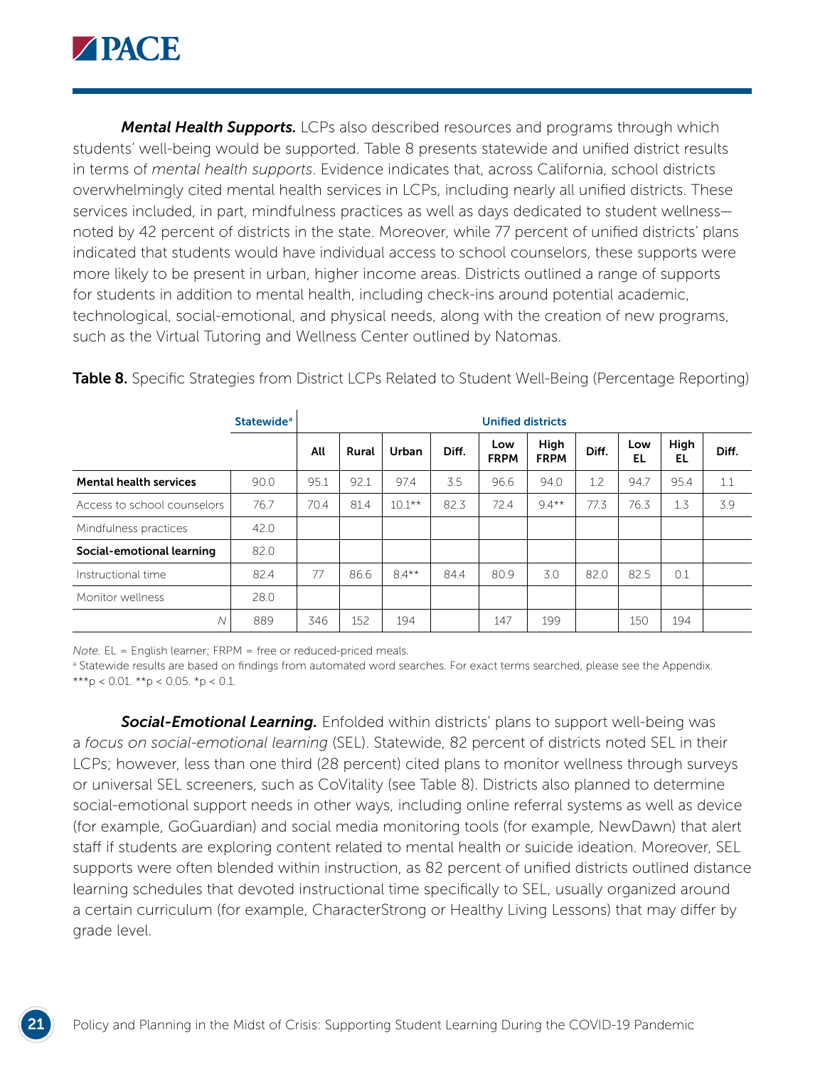***Mental Health Supports.*** LCPs also described resources and programs through which students' well-being would be supported. Table 8 presents statewide and unified district results in terms of *mental health supports*. Evidence indicates that, across California, school districts overwhelmingly cited mental health services in LCPs, including nearly all unified districts. These services included, in part, mindfulness practices as well as days dedicated to student wellness—noted by 42 percent of districts in the state. Moreover, while 77 percent of unified districts' plans indicated that students would have individual access to school counselors, these supports were more likely to be present in urban, higher income areas. Districts outlined a range of supports for students in addition to mental health, including check-ins around potential academic, technological, social-emotional, and physical needs, along with the creation of new programs, such as the Virtual Tutoring and Wellness Center outlined by Natomas.

**Table 8.** Specific Strategies from District LCPs Related to Student Well-Being (Percentage Reporting)

| | Statewide[a] | Unified districts | | | | | | | | | |
|---|---|---|---|---|---|---|---|---|---|---|---|
| | | All | Rural | Urban | Diff. | Low FRPM | High FRPM | Diff. | Low EL | High EL | Diff. |
| **Mental health services** | 90.0 | 95.1 | 92.1 | 97.4 | 3.5 | 96.6 | 94.0 | 1.2 | 94.7 | 95.4 | 1.1 |
| Access to school counselors | 76.7 | 70.4 | 81.4 | 10.1** | 82.3 | 72.4 | 9.4** | 77.3 | 76.3 | 1.3 | 3.9 |
| Mindfulness practices | 42.0 | | | | | | | | | | |
| **Social-emotional learning** | 82.0 | | | | | | | | | | |
| Instructional time | 82.4 | 77 | 86.6 | 8.4** | 84.4 | 80.9 | 3.0 | 82.0 | 82.5 | 0.1 | |
| Monitor wellness | 28.0 | | | | | | | | | | |
| *N* | 889 | 346 | 152 | 194 | | 147 | 199 | | 150 | 194 | |

*Note.* EL = English learner; FRPM = free or reduced-priced meals.

[a] Statewide results are based on findings from automated word searches. For exact terms searched, please see the Appendix.

***p < 0.01. **p < 0.05. *p < 0.1.

***Social-Emotional Learning.*** Enfolded within districts' plans to support well-being was a *focus on social-emotional learning* (SEL). Statewide, 82 percent of districts noted SEL in their LCPs; however, less than one third (28 percent) cited plans to monitor wellness through surveys or universal SEL screeners, such as CoVitality (see Table 8). Districts also planned to determine social-emotional support needs in other ways, including online referral systems as well as device (for example, GoGuardian) and social media monitoring tools (for example, NewDawn) that alert staff if students are exploring content related to mental health or suicide ideation. Moreover, SEL supports were often blended within instruction, as 82 percent of unified districts outlined distance learning schedules that devoted instructional time specifically to SEL, usually organized around a certain curriculum (for example, CharacterStrong or Healthy Living Lessons) that may differ by grade level.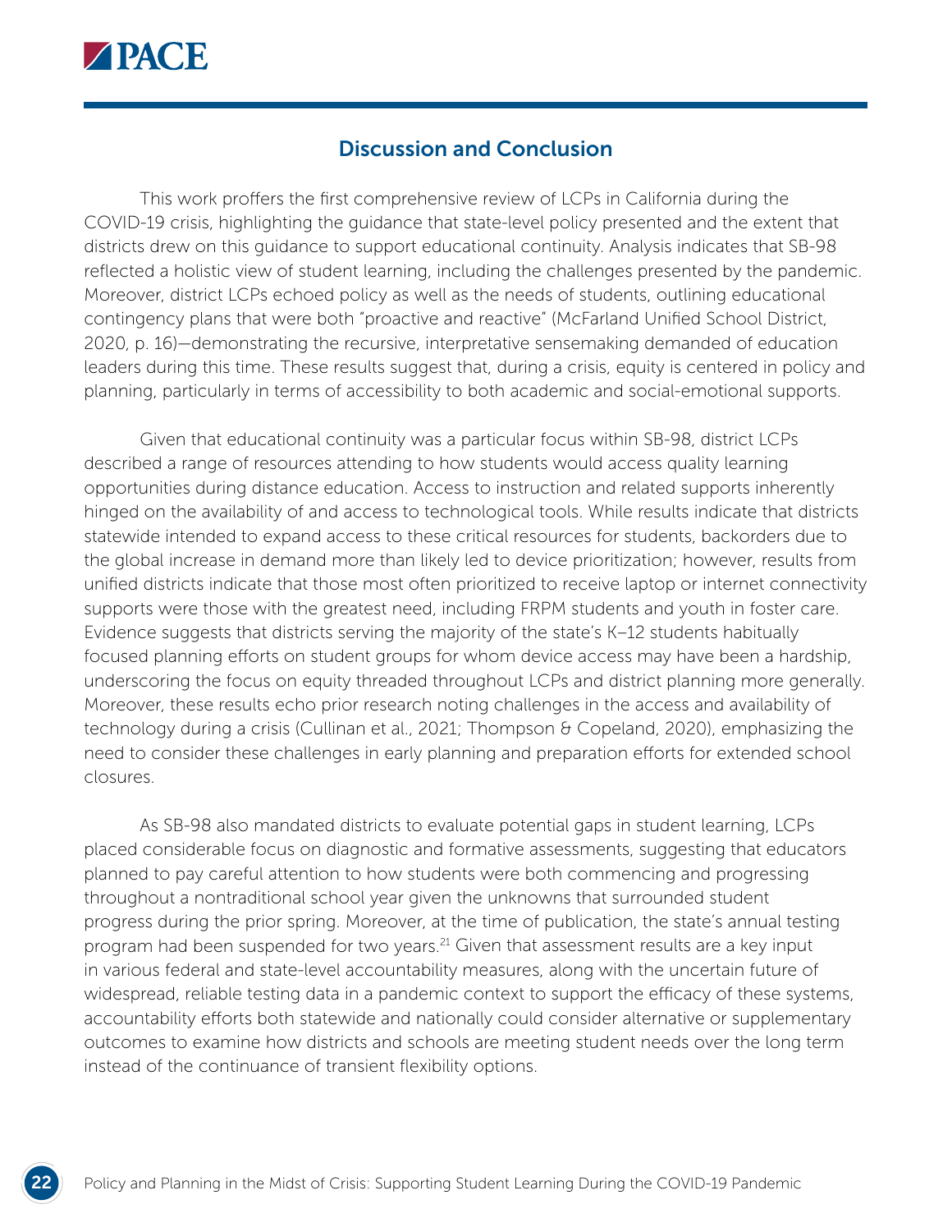## Discussion and Conclusion

This work proffers the first comprehensive review of LCPs in California during the COVID-19 crisis, highlighting the guidance that state-level policy presented and the extent that districts drew on this guidance to support educational continuity. Analysis indicates that SB-98 reflected a holistic view of student learning, including the challenges presented by the pandemic. Moreover, district LCPs echoed policy as well as the needs of students, outlining educational contingency plans that were both "proactive and reactive" (McFarland Unified School District, 2020, p. 16)—demonstrating the recursive, interpretative sensemaking demanded of education leaders during this time. These results suggest that, during a crisis, equity is centered in policy and planning, particularly in terms of accessibility to both academic and social-emotional supports.

Given that educational continuity was a particular focus within SB-98, district LCPs described a range of resources attending to how students would access quality learning opportunities during distance education. Access to instruction and related supports inherently hinged on the availability of and access to technological tools. While results indicate that districts statewide intended to expand access to these critical resources for students, backorders due to the global increase in demand more than likely led to device prioritization; however, results from unified districts indicate that those most often prioritized to receive laptop or internet connectivity supports were those with the greatest need, including FRPM students and youth in foster care. Evidence suggests that districts serving the majority of the state's K–12 students habitually focused planning efforts on student groups for whom device access may have been a hardship, underscoring the focus on equity threaded throughout LCPs and district planning more generally. Moreover, these results echo prior research noting challenges in the access and availability of technology during a crisis (Cullinan et al., 2021; Thompson & Copeland, 2020), emphasizing the need to consider these challenges in early planning and preparation efforts for extended school closures.

As SB-98 also mandated districts to evaluate potential gaps in student learning, LCPs placed considerable focus on diagnostic and formative assessments, suggesting that educators planned to pay careful attention to how students were both commencing and progressing throughout a nontraditional school year given the unknowns that surrounded student progress during the prior spring. Moreover, at the time of publication, the state's annual testing program had been suspended for two years.[21] Given that assessment results are a key input in various federal and state-level accountability measures, along with the uncertain future of widespread, reliable testing data in a pandemic context to support the efficacy of these systems, accountability efforts both statewide and nationally could consider alternative or supplementary outcomes to examine how districts and schools are meeting student needs over the long term instead of the continuance of transient flexibility options.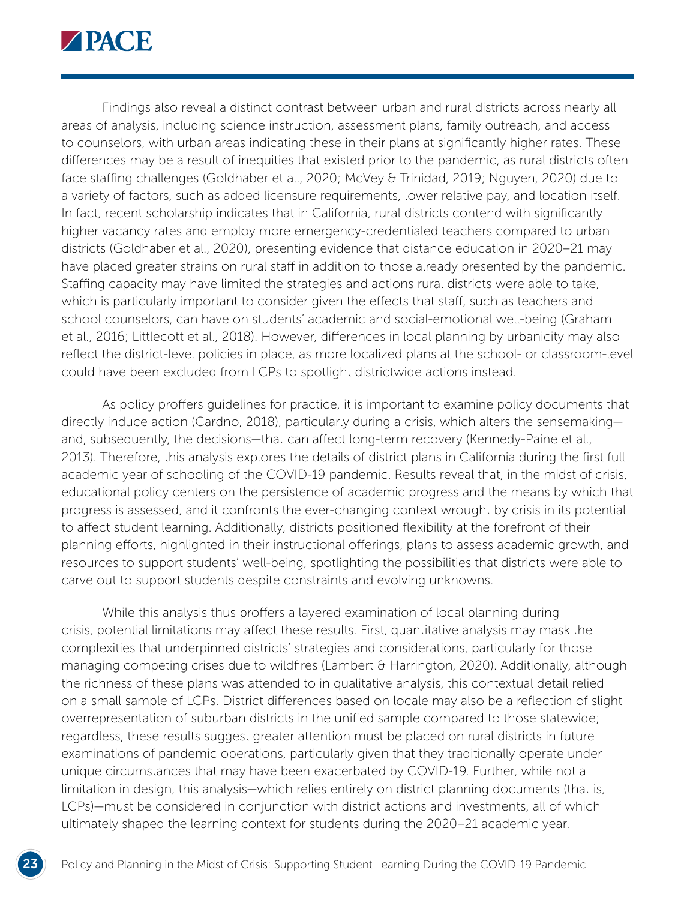Findings also reveal a distinct contrast between urban and rural districts across nearly all areas of analysis, including science instruction, assessment plans, family outreach, and access to counselors, with urban areas indicating these in their plans at significantly higher rates. These differences may be a result of inequities that existed prior to the pandemic, as rural districts often face staffing challenges (Goldhaber et al., 2020; McVey & Trinidad, 2019; Nguyen, 2020) due to a variety of factors, such as added licensure requirements, lower relative pay, and location itself. In fact, recent scholarship indicates that in California, rural districts contend with significantly higher vacancy rates and employ more emergency-credentialed teachers compared to urban districts (Goldhaber et al., 2020), presenting evidence that distance education in 2020–21 may have placed greater strains on rural staff in addition to those already presented by the pandemic. Staffing capacity may have limited the strategies and actions rural districts were able to take, which is particularly important to consider given the effects that staff, such as teachers and school counselors, can have on students' academic and social-emotional well-being (Graham et al., 2016; Littlecott et al., 2018). However, differences in local planning by urbanicity may also reflect the district-level policies in place, as more localized plans at the school- or classroom-level could have been excluded from LCPs to spotlight districtwide actions instead.

As policy proffers guidelines for practice, it is important to examine policy documents that directly induce action (Cardno, 2018), particularly during a crisis, which alters the sensemaking—and, subsequently, the decisions—that can affect long-term recovery (Kennedy-Paine et al., 2013). Therefore, this analysis explores the details of district plans in California during the first full academic year of schooling of the COVID-19 pandemic. Results reveal that, in the midst of crisis, educational policy centers on the persistence of academic progress and the means by which that progress is assessed, and it confronts the ever-changing context wrought by crisis in its potential to affect student learning. Additionally, districts positioned flexibility at the forefront of their planning efforts, highlighted in their instructional offerings, plans to assess academic growth, and resources to support students' well-being, spotlighting the possibilities that districts were able to carve out to support students despite constraints and evolving unknowns.

While this analysis thus proffers a layered examination of local planning during crisis, potential limitations may affect these results. First, quantitative analysis may mask the complexities that underpinned districts' strategies and considerations, particularly for those managing competing crises due to wildfires (Lambert & Harrington, 2020). Additionally, although the richness of these plans was attended to in qualitative analysis, this contextual detail relied on a small sample of LCPs. District differences based on locale may also be a reflection of slight overrepresentation of suburban districts in the unified sample compared to those statewide; regardless, these results suggest greater attention must be placed on rural districts in future examinations of pandemic operations, particularly given that they traditionally operate under unique circumstances that may have been exacerbated by COVID-19. Further, while not a limitation in design, this analysis—which relies entirely on district planning documents (that is, LCPs)—must be considered in conjunction with district actions and investments, all of which ultimately shaped the learning context for students during the 2020–21 academic year.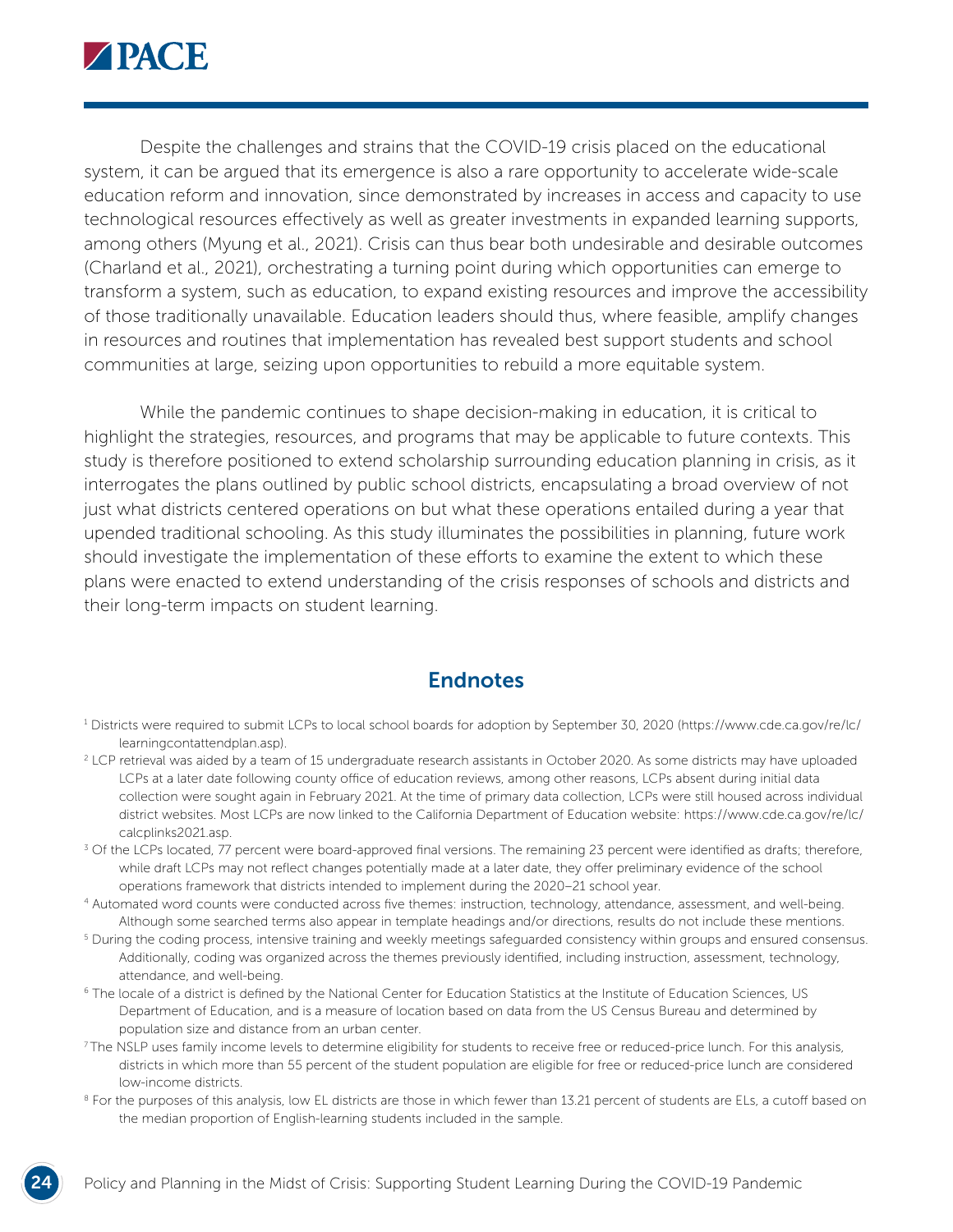Despite the challenges and strains that the COVID-19 crisis placed on the educational system, it can be argued that its emergence is also a rare opportunity to accelerate wide-scale education reform and innovation, since demonstrated by increases in access and capacity to use technological resources effectively as well as greater investments in expanded learning supports, among others (Myung et al., 2021). Crisis can thus bear both undesirable and desirable outcomes (Charland et al., 2021), orchestrating a turning point during which opportunities can emerge to transform a system, such as education, to expand existing resources and improve the accessibility of those traditionally unavailable. Education leaders should thus, where feasible, amplify changes in resources and routines that implementation has revealed best support students and school communities at large, seizing upon opportunities to rebuild a more equitable system.

While the pandemic continues to shape decision-making in education, it is critical to highlight the strategies, resources, and programs that may be applicable to future contexts. This study is therefore positioned to extend scholarship surrounding education planning in crisis, as it interrogates the plans outlined by public school districts, encapsulating a broad overview of not just what districts centered operations on but what these operations entailed during a year that upended traditional schooling. As this study illuminates the possibilities in planning, future work should investigate the implementation of these efforts to examine the extent to which these plans were enacted to extend understanding of the crisis responses of schools and districts and their long-term impacts on student learning.

## Endnotes

[1] Districts were required to submit LCPs to local school boards for adoption by September 30, 2020 (https://www.cde.ca.gov/re/lc/learningcontattendplan.asp).

[2] LCP retrieval was aided by a team of 15 undergraduate research assistants in October 2020. As some districts may have uploaded LCPs at a later date following county office of education reviews, among other reasons, LCPs absent during initial data collection were sought again in February 2021. At the time of primary data collection, LCPs were still housed across individual district websites. Most LCPs are now linked to the California Department of Education website: https://www.cde.ca.gov/re/lc/calcplinks2021.asp.

[3] Of the LCPs located, 77 percent were board-approved final versions. The remaining 23 percent were identified as drafts; therefore, while draft LCPs may not reflect changes potentially made at a later date, they offer preliminary evidence of the school operations framework that districts intended to implement during the 2020–21 school year.

[4] Automated word counts were conducted across five themes: instruction, technology, attendance, assessment, and well-being. Although some searched terms also appear in template headings and/or directions, results do not include these mentions.

[5] During the coding process, intensive training and weekly meetings safeguarded consistency within groups and ensured consensus. Additionally, coding was organized across the themes previously identified, including instruction, assessment, technology, attendance, and well-being.

[6] The locale of a district is defined by the National Center for Education Statistics at the Institute of Education Sciences, US Department of Education, and is a measure of location based on data from the US Census Bureau and determined by population size and distance from an urban center.

[7] The NSLP uses family income levels to determine eligibility for students to receive free or reduced-price lunch. For this analysis, districts in which more than 55 percent of the student population are eligible for free or reduced-price lunch are considered low-income districts.

[8] For the purposes of this analysis, low EL districts are those in which fewer than 13.21 percent of students are ELs, a cutoff based on the median proportion of English-learning students included in the sample.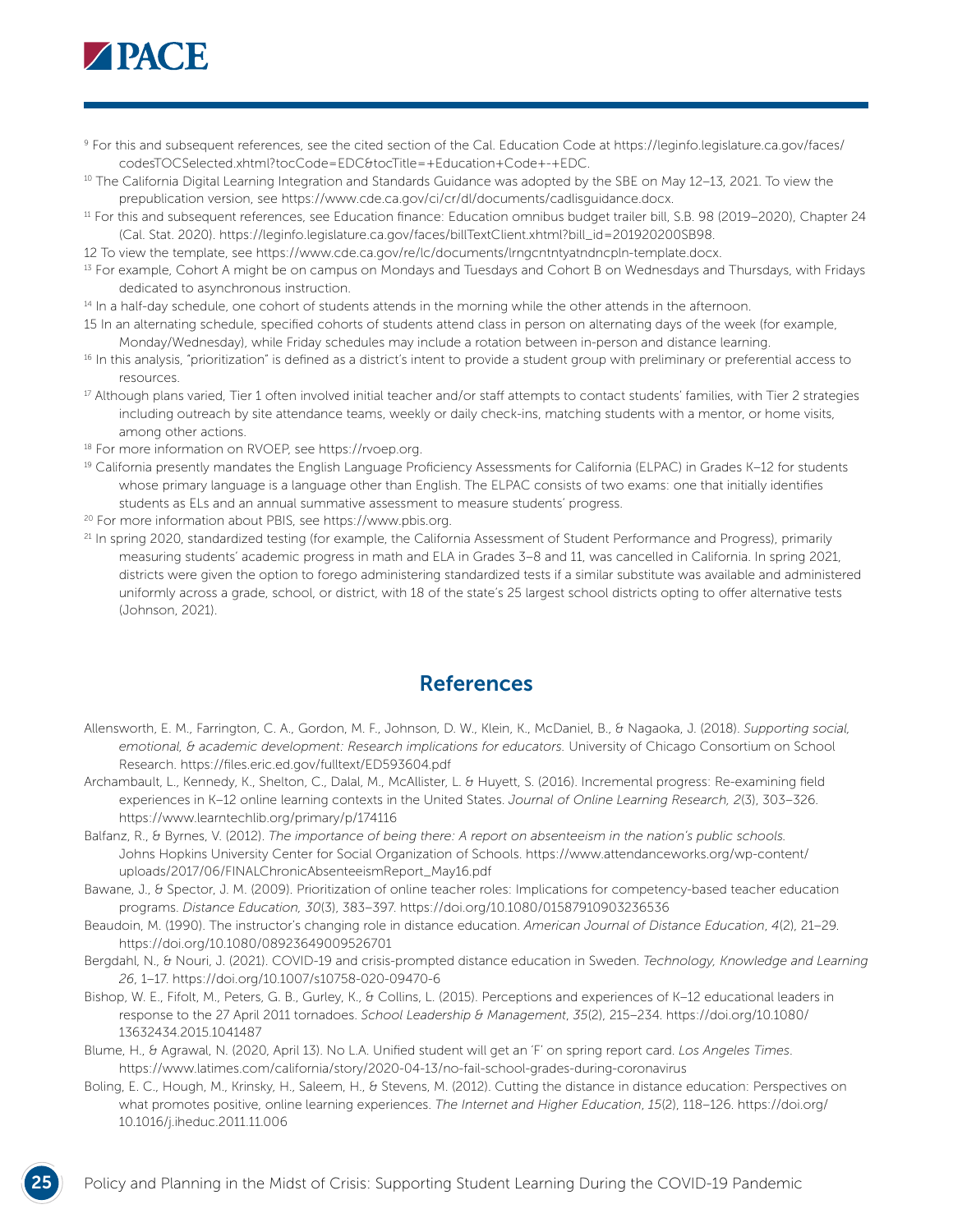[9] For this and subsequent references, see the cited section of the Cal. Education Code at https://leginfo.legislature.ca.gov/faces/codesTOCSelected.xhtml?tocCode=EDC&tocTitle=+Education+Code+-+EDC.

[10] The California Digital Learning Integration and Standards Guidance was adopted by the SBE on May 12–13, 2021. To view the prepublication version, see https://www.cde.ca.gov/ci/cr/dl/documents/cadlisguidance.docx.

[11] For this and subsequent references, see Education finance: Education omnibus budget trailer bill, S.B. 98 (2019–2020), Chapter 24 (Cal. Stat. 2020). https://leginfo.legislature.ca.gov/faces/billTextClient.xhtml?bill_id=201920200SB98.

12 To view the template, see https://www.cde.ca.gov/re/lc/documents/lrngcntntyatndncpln-template.docx.

[13] For example, Cohort A might be on campus on Mondays and Tuesdays and Cohort B on Wednesdays and Thursdays, with Fridays dedicated to asynchronous instruction.

[14] In a half-day schedule, one cohort of students attends in the morning while the other attends in the afternoon.

15 In an alternating schedule, specified cohorts of students attend class in person on alternating days of the week (for example, Monday/Wednesday), while Friday schedules may include a rotation between in-person and distance learning.

[16] In this analysis, "prioritization" is defined as a district's intent to provide a student group with preliminary or preferential access to resources.

[17] Although plans varied, Tier 1 often involved initial teacher and/or staff attempts to contact students' families, with Tier 2 strategies including outreach by site attendance teams, weekly or daily check-ins, matching students with a mentor, or home visits, among other actions.

[18] For more information on RVOEP, see https://rvoep.org.

[19] California presently mandates the English Language Proficiency Assessments for California (ELPAC) in Grades K–12 for students whose primary language is a language other than English. The ELPAC consists of two exams: one that initially identifies students as ELs and an annual summative assessment to measure students' progress.

[20] For more information about PBIS, see https://www.pbis.org.

[21] In spring 2020, standardized testing (for example, the California Assessment of Student Performance and Progress), primarily measuring students' academic progress in math and ELA in Grades 3–8 and 11, was cancelled in California. In spring 2021, districts were given the option to forego administering standardized tests if a similar substitute was available and administered uniformly across a grade, school, or district, with 18 of the state's 25 largest school districts opting to offer alternative tests (Johnson, 2021).

## References

Allensworth, E. M., Farrington, C. A., Gordon, M. F., Johnson, D. W., Klein, K., McDaniel, B., & Nagaoka, J. (2018). *Supporting social, emotional, & academic development: Research implications for educators.* University of Chicago Consortium on School Research. https://files.eric.ed.gov/fulltext/ED593604.pdf

Archambault, L., Kennedy, K., Shelton, C., Dalal, M., McAllister, L. & Huyett, S. (2016). Incremental progress: Re-examining field experiences in K–12 online learning contexts in the United States. *Journal of Online Learning Research, 2*(3), 303–326. https://www.learntechlib.org/primary/p/174116

Balfanz, R., & Byrnes, V. (2012). *The importance of being there: A report on absenteeism in the nation's public schools.* Johns Hopkins University Center for Social Organization of Schools. https://www.attendanceworks.org/wp-content/uploads/2017/06/FINALChronicAbsenteeismReport_May16.pdf

Bawane, J., & Spector, J. M. (2009). Prioritization of online teacher roles: Implications for competency-based teacher education programs. *Distance Education, 30*(3), 383–397. https://doi.org/10.1080/01587910903236536

Beaudoin, M. (1990). The instructor's changing role in distance education. *American Journal of Distance Education*, *4*(2), 21–29. https://doi.org/10.1080/08923649009526701

Bergdahl, N., & Nouri, J. (2021). COVID-19 and crisis-prompted distance education in Sweden. *Technology, Knowledge and Learning 26*, 1–17. https://doi.org/10.1007/s10758-020-09470-6

Bishop, W. E., Fifolt, M., Peters, G. B., Gurley, K., & Collins, L. (2015). Perceptions and experiences of K–12 educational leaders in response to the 27 April 2011 tornadoes. *School Leadership & Management*, *35*(2), 215–234. https://doi.org/10.1080/13632434.2015.1041487

Blume, H., & Agrawal, N. (2020, April 13). No L.A. Unified student will get an 'F' on spring report card. *Los Angeles Times*. https://www.latimes.com/california/story/2020-04-13/no-fail-school-grades-during-coronavirus

Boling, E. C., Hough, M., Krinsky, H., Saleem, H., & Stevens, M. (2012). Cutting the distance in distance education: Perspectives on what promotes positive, online learning experiences. *The Internet and Higher Education*, *15*(2), 118–126. https://doi.org/10.1016/j.iheduc.2011.11.006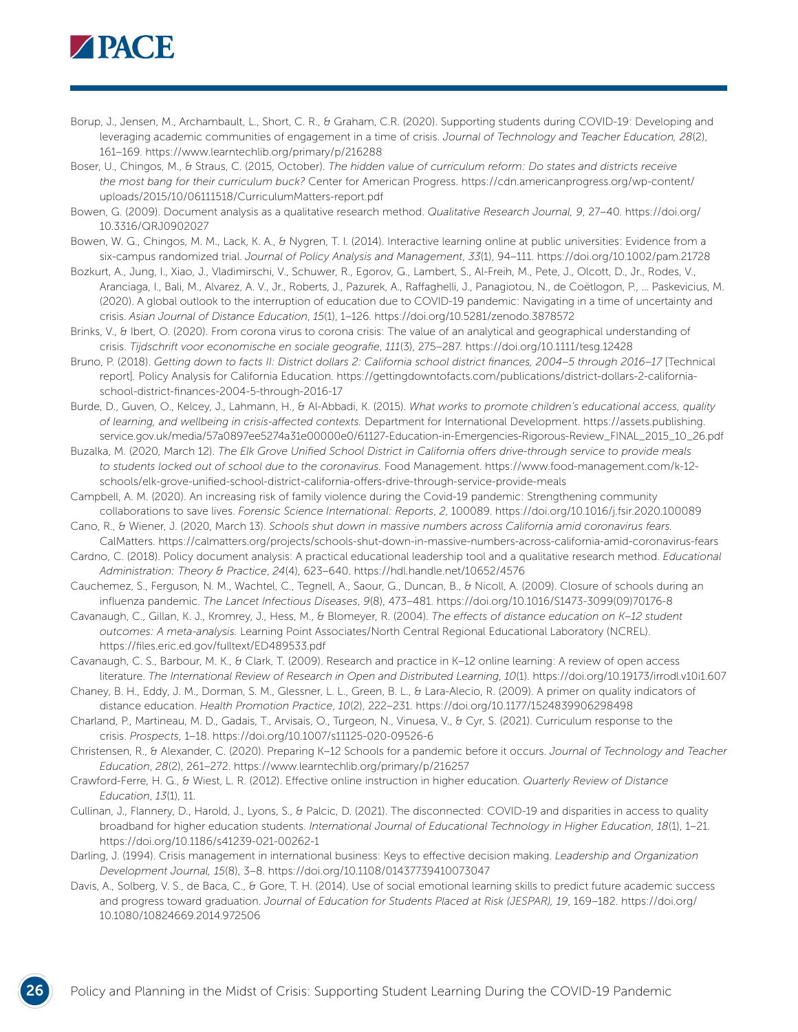Borup, J., Jensen, M., Archambault, L., Short, C. R., & Graham, C.R. (2020). Supporting students during COVID-19: Developing and leveraging academic communities of engagement in a time of crisis. *Journal of Technology and Teacher Education, 28*(2), 161–169. https://www.learntechlib.org/primary/p/216288

Boser, U., Chingos, M., & Straus, C. (2015, October). *The hidden value of curriculum reform: Do states and districts receive the most bang for their curriculum buck?* Center for American Progress. https://cdn.americanprogress.org/wp-content/uploads/2015/10/06111518/CurriculumMatters-report.pdf

Bowen, G. (2009). Document analysis as a qualitative research method. *Qualitative Research Journal, 9*, 27–40. https://doi.org/10.3316/QRJ0902027

Bowen, W. G., Chingos, M. M., Lack, K. A., & Nygren, T. I. (2014). Interactive learning online at public universities: Evidence from a six-campus randomized trial. *Journal of Policy Analysis and Management*, *33*(1), 94–111. https://doi.org/10.1002/pam.21728

Bozkurt, A., Jung, I., Xiao, J., Vladimirschi, V., Schuwer, R., Egorov, G., Lambert, S., Al-Freih, M., Pete, J., Olcott, D., Jr., Rodes, V., Aranciaga, I., Bali, M., Alvarez, A. V., Jr., Roberts, J., Pazurek, A., Raffaghelli, J., Panagiotou, N., de Coëtlogon, P., … Paskevicius, M. (2020). A global outlook to the interruption of education due to COVID-19 pandemic: Navigating in a time of uncertainty and crisis. *Asian Journal of Distance Education*, *15*(1), 1–126. https://doi.org/10.5281/zenodo.3878572

Brinks, V., & Ibert, O. (2020). From corona virus to corona crisis: The value of an analytical and geographical understanding of crisis. *Tijdschrift voor economische en sociale geografie*, *111*(3), 275–287. https://doi.org/10.1111/tesg.12428

Bruno, P. (2018). *Getting down to facts II: District dollars 2: California school district finances, 2004–5 through 2016–17* [Technical report]. Policy Analysis for California Education. https://gettingdowntofacts.com/publications/district-dollars-2-california-school-district-finances-2004-5-through-2016-17

Burde, D., Guven, O., Kelcey, J., Lahmann, H., & Al-Abbadi, K. (2015). *What works to promote children's educational access, quality of learning, and wellbeing in crisis-affected contexts.* Department for International Development. https://assets.publishing.service.gov.uk/media/57a0897ee5274a31e00000e0/61127-Education-in-Emergencies-Rigorous-Review_FINAL_2015_10_26.pdf

Buzalka, M. (2020, March 12). *The Elk Grove Unified School District in California offers drive-through service to provide meals to students locked out of school due to the coronavirus.* Food Management. https://www.food-management.com/k-12-schools/elk-grove-unified-school-district-california-offers-drive-through-service-provide-meals

Campbell, A. M. (2020). An increasing risk of family violence during the Covid-19 pandemic: Strengthening community collaborations to save lives. *Forensic Science International: Reports*, *2*, 100089. https://doi.org/10.1016/j.fsir.2020.100089

Cano, R., & Wiener, J. (2020, March 13). *Schools shut down in massive numbers across California amid coronavirus fears.* CalMatters. https://calmatters.org/projects/schools-shut-down-in-massive-numbers-across-california-amid-coronavirus-fears

Cardno, C. (2018). Policy document analysis: A practical educational leadership tool and a qualitative research method. *Educational Administration: Theory & Practice*, *24*(4), 623–640. https://hdl.handle.net/10652/4576

Cauchemez, S., Ferguson, N. M., Wachtel, C., Tegnell, A., Saour, G., Duncan, B., & Nicoll, A. (2009). Closure of schools during an influenza pandemic. *The Lancet Infectious Diseases*, *9*(8), 473–481. https://doi.org/10.1016/S1473-3099(09)70176-8

Cavanaugh, C., Gillan, K. J., Kromrey, J., Hess, M., & Blomeyer, R. (2004). *The effects of distance education on K–12 student outcomes: A meta-analysis.* Learning Point Associates/North Central Regional Educational Laboratory (NCREL). https://files.eric.ed.gov/fulltext/ED489533.pdf

Cavanaugh, C. S., Barbour, M. K., & Clark, T. (2009). Research and practice in K–12 online learning: A review of open access literature. *The International Review of Research in Open and Distributed Learning*, *10*(1). https://doi.org/10.19173/irrodl.v10i1.607

Chaney, B. H., Eddy, J. M., Dorman, S. M., Glessner, L. L., Green, B. L., & Lara-Alecio, R. (2009). A primer on quality indicators of distance education. *Health Promotion Practice*, *10*(2), 222–231. https://doi.org/10.1177/1524839906298498

Charland, P., Martineau, M. D., Gadais, T., Arvisais, O., Turgeon, N., Vinuesa, V., & Cyr, S. (2021). Curriculum response to the crisis. *Prospects*, 1–18. https://doi.org/10.1007/s11125-020-09526-6

Christensen, R., & Alexander, C. (2020). Preparing K–12 Schools for a pandemic before it occurs. *Journal of Technology and Teacher Education*, *28*(2), 261–272. https://www.learntechlib.org/primary/p/216257

Crawford-Ferre, H. G., & Wiest, L. R. (2012). Effective online instruction in higher education. *Quarterly Review of Distance Education*, *13*(1), 11.

Cullinan, J., Flannery, D., Harold, J., Lyons, S., & Palcic, D. (2021). The disconnected: COVID-19 and disparities in access to quality broadband for higher education students. *International Journal of Educational Technology in Higher Education*, *18*(1), 1–21. https://doi.org/10.1186/s41239-021-00262-1

Darling, J. (1994). Crisis management in international business: Keys to effective decision making. *Leadership and Organization Development Journal, 15*(8), 3–8. https://doi.org/10.1108/01437739410073047

Davis, A., Solberg, V. S., de Baca, C., & Gore, T. H. (2014). Use of social emotional learning skills to predict future academic success and progress toward graduation. *Journal of Education for Students Placed at Risk (JESPAR), 19*, 169–182. https://doi.org/10.1080/10824669.2014.972506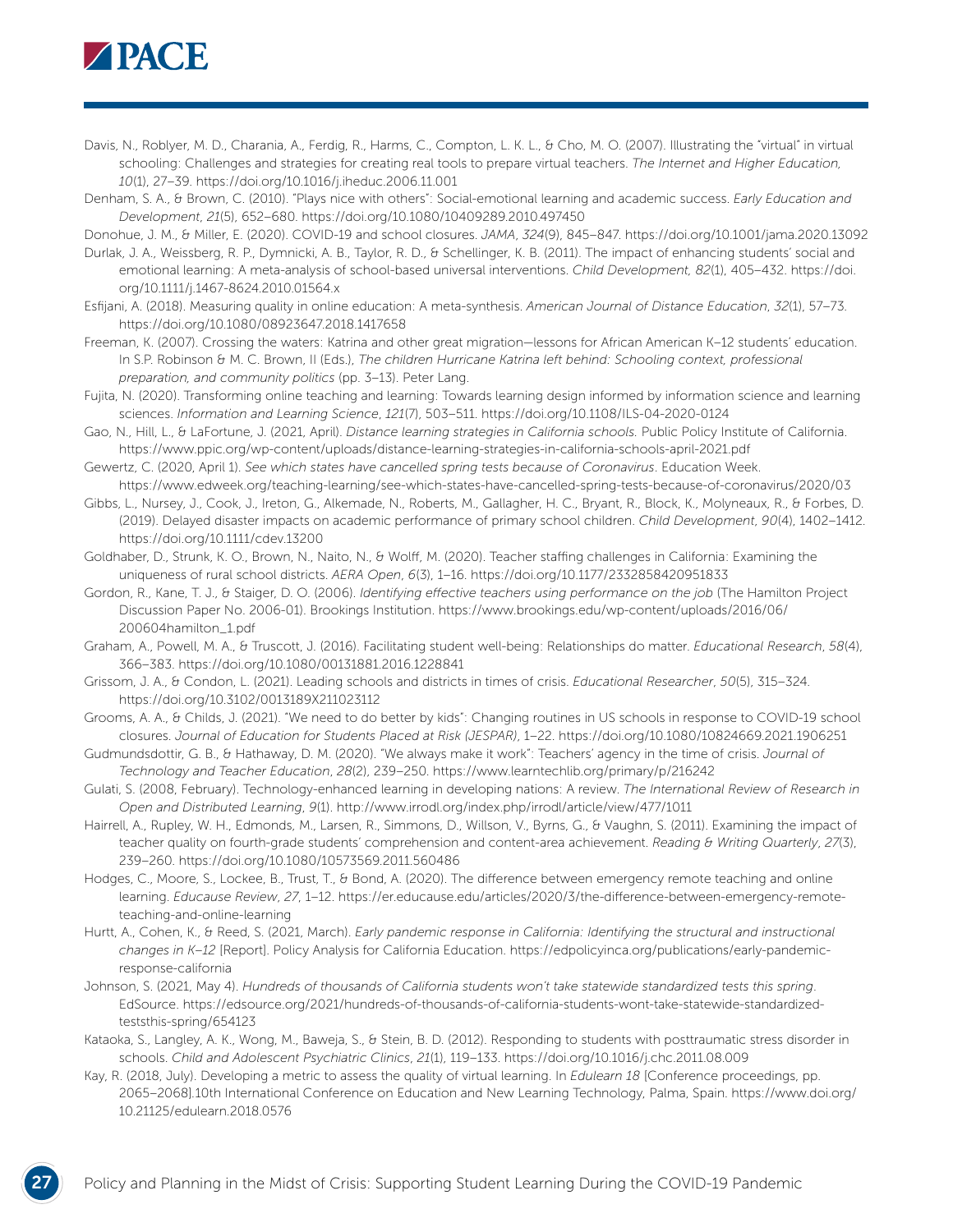Davis, N., Roblyer, M. D., Charania, A., Ferdig, R., Harms, C., Compton, L. K. L., & Cho, M. O. (2007). Illustrating the "virtual" in virtual schooling: Challenges and strategies for creating real tools to prepare virtual teachers. *The Internet and Higher Education, 10*(1), 27–39. https://doi.org/10.1016/j.iheduc.2006.11.001

Denham, S. A., & Brown, C. (2010). "Plays nice with others": Social-emotional learning and academic success. *Early Education and Development*, *21*(5), 652–680. https://doi.org/10.1080/10409289.2010.497450

Donohue, J. M., & Miller, E. (2020). COVID-19 and school closures. *JAMA*, *324*(9), 845–847. https://doi.org/10.1001/jama.2020.13092

Durlak, J. A., Weissberg, R. P., Dymnicki, A. B., Taylor, R. D., & Schellinger, K. B. (2011). The impact of enhancing students' social and emotional learning: A meta-analysis of school-based universal interventions. *Child Development, 82*(1), 405–432. https://doi.org/10.1111/j.1467-8624.2010.01564.x

Esfijani, A. (2018). Measuring quality in online education: A meta-synthesis. *American Journal of Distance Education*, *32*(1), 57–73. https://doi.org/10.1080/08923647.2018.1417658

Freeman, K. (2007). Crossing the waters: Katrina and other great migration—lessons for African American K–12 students' education. In S.P. Robinson & M. C. Brown, II (Eds.), *The children Hurricane Katrina left behind: Schooling context, professional preparation, and community politics* (pp. 3–13). Peter Lang.

Fujita, N. (2020). Transforming online teaching and learning: Towards learning design informed by information science and learning sciences. *Information and Learning Science*, *121*(7), 503–511. https://doi.org/10.1108/ILS-04-2020-0124

Gao, N., Hill, L., & LaFortune, J. (2021, April). *Distance learning strategies in California schools.* Public Policy Institute of California. https://www.ppic.org/wp-content/uploads/distance-learning-strategies-in-california-schools-april-2021.pdf

Gewertz, C. (2020, April 1). *See which states have cancelled spring tests because of Coronavirus*. Education Week. https://www.edweek.org/teaching-learning/see-which-states-have-cancelled-spring-tests-because-of-coronavirus/2020/03

Gibbs, L., Nursey, J., Cook, J., Ireton, G., Alkemade, N., Roberts, M., Gallagher, H. C., Bryant, R., Block, K., Molyneaux, R., & Forbes, D. (2019). Delayed disaster impacts on academic performance of primary school children. *Child Development*, *90*(4), 1402–1412. https://doi.org/10.1111/cdev.13200

Goldhaber, D., Strunk, K. O., Brown, N., Naito, N., & Wolff, M. (2020). Teacher staffing challenges in California: Examining the uniqueness of rural school districts. *AERA Open*, *6*(3), 1–16. https://doi.org/10.1177/2332858420951833

Gordon, R., Kane, T. J., & Staiger, D. O. (2006). *Identifying effective teachers using performance on the job* (The Hamilton Project Discussion Paper No. 2006-01). Brookings Institution. https://www.brookings.edu/wp-content/uploads/2016/06/200604hamilton_1.pdf

Graham, A., Powell, M. A., & Truscott, J. (2016). Facilitating student well-being: Relationships do matter. *Educational Research*, *58*(4), 366–383. https://doi.org/10.1080/00131881.2016.1228841

Grissom, J. A., & Condon, L. (2021). Leading schools and districts in times of crisis. *Educational Researcher*, *50*(5), 315–324. https://doi.org/10.3102/0013189X211023112

Grooms, A. A., & Childs, J. (2021). "We need to do better by kids": Changing routines in US schools in response to COVID-19 school closures. *Journal of Education for Students Placed at Risk (JESPAR)*, 1–22. https://doi.org/10.1080/10824669.2021.1906251

Gudmundsdottir, G. B., & Hathaway, D. M. (2020). "We always make it work": Teachers' agency in the time of crisis. *Journal of Technology and Teacher Education*, *28*(2), 239–250. https://www.learntechlib.org/primary/p/216242

Gulati, S. (2008, February). Technology-enhanced learning in developing nations: A review. *The International Review of Research in Open and Distributed Learning*, *9*(1). http://www.irrodl.org/index.php/irrodl/article/view/477/1011

Hairrell, A., Rupley, W. H., Edmonds, M., Larsen, R., Simmons, D., Willson, V., Byrns, G., & Vaughn, S. (2011). Examining the impact of teacher quality on fourth-grade students' comprehension and content-area achievement. *Reading & Writing Quarterly*, *27*(3), 239–260. https://doi.org/10.1080/10573569.2011.560486

Hodges, C., Moore, S., Lockee, B., Trust, T., & Bond, A. (2020). The difference between emergency remote teaching and online learning. *Educause Review*, *27*, 1–12. https://er.educause.edu/articles/2020/3/the-difference-between-emergency-remote-teaching-and-online-learning

Hurtt, A., Cohen, K., & Reed, S. (2021, March). *Early pandemic response in California: Identifying the structural and instructional changes in K–12* [Report]. Policy Analysis for California Education. https://edpolicyinca.org/publications/early-pandemic-response-california

Johnson, S. (2021, May 4). *Hundreds of thousands of California students won't take statewide standardized tests this spring*. EdSource. https://edsource.org/2021/hundreds-of-thousands-of-california-students-wont-take-statewide-standardized-teststhis-spring/654123

Kataoka, S., Langley, A. K., Wong, M., Baweja, S., & Stein, B. D. (2012). Responding to students with posttraumatic stress disorder in schools. *Child and Adolescent Psychiatric Clinics*, *21*(1), 119–133. https://doi.org/10.1016/j.chc.2011.08.009

Kay, R. (2018, July). Developing a metric to assess the quality of virtual learning. In *Edulearn 18* [Conference proceedings, pp. 2065–2068].10th International Conference on Education and New Learning Technology, Palma, Spain. https://www.doi.org/10.21125/edulearn.2018.0576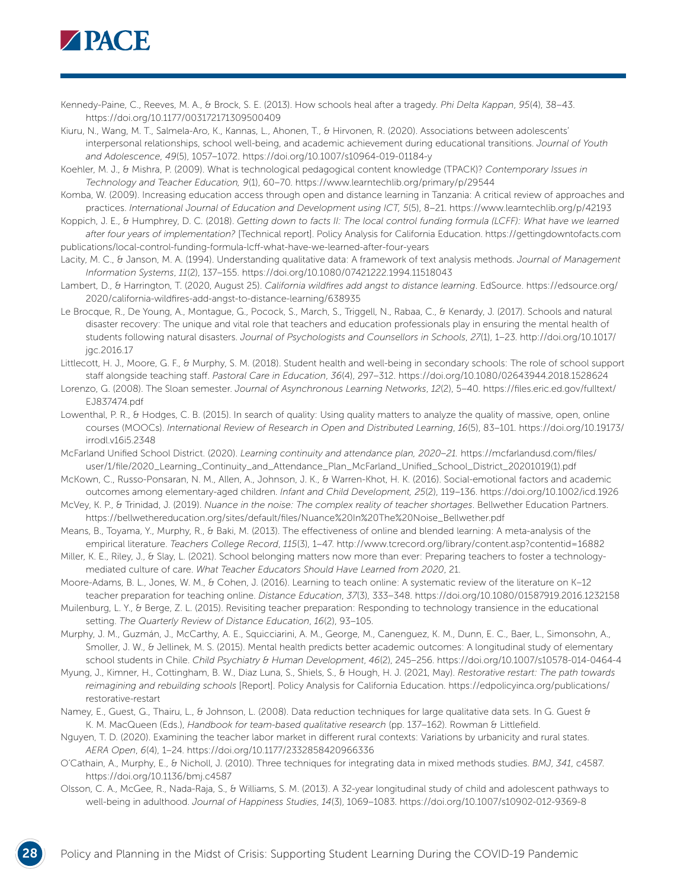Kennedy-Paine, C., Reeves, M. A., & Brock, S. E. (2013). How schools heal after a tragedy. *Phi Delta Kappan*, *95*(4), 38–43. https://doi.org/10.1177/003172171309500409

Kiuru, N., Wang, M. T., Salmela-Aro, K., Kannas, L., Ahonen, T., & Hirvonen, R. (2020). Associations between adolescents' interpersonal relationships, school well-being, and academic achievement during educational transitions. *Journal of Youth and Adolescence*, *49*(5), 1057–1072. https://doi.org/10.1007/s10964-019-01184-y

Koehler, M. J., & Mishra, P. (2009). What is technological pedagogical content knowledge (TPACK)? *Contemporary Issues in Technology and Teacher Education, 9*(1), 60–70. https://www.learntechlib.org/primary/p/29544

Komba, W. (2009). Increasing education access through open and distance learning in Tanzania: A critical review of approaches and practices. *International Journal of Education and Development using ICT, 5*(5), 8–21. https://www.learntechlib.org/p/42193

Koppich, J. E., & Humphrey, D. C. (2018). *Getting down to facts II: The local control funding formula (LCFF): What have we learned after four years of implementation?* [Technical report]. Policy Analysis for California Education. https://gettingdowntofacts.com publications/local-control-funding-formula-lcff-what-have-we-learned-after-four-years

Lacity, M. C., & Janson, M. A. (1994). Understanding qualitative data: A framework of text analysis methods. *Journal of Management Information Systems*, *11*(2), 137–155. https://doi.org/10.1080/07421222.1994.11518043

Lambert, D., & Harrington, T. (2020, August 25). *California wildfires add angst to distance learning*. EdSource. https://edsource.org/2020/california-wildfires-add-angst-to-distance-learning/638935

Le Brocque, R., De Young, A., Montague, G., Pocock, S., March, S., Triggell, N., Rabaa, C., & Kenardy, J. (2017). Schools and natural disaster recovery: The unique and vital role that teachers and education professionals play in ensuring the mental health of students following natural disasters. *Journal of Psychologists and Counsellors in Schools*, *27*(1), 1–23. http://doi.org/10.1017/jgc.2016.17

Littlecott, H. J., Moore, G. F., & Murphy, S. M. (2018). Student health and well-being in secondary schools: The role of school support staff alongside teaching staff. *Pastoral Care in Education*, *36*(4), 297–312. https://doi.org/10.1080/02643944.2018.1528624

Lorenzo, G. (2008). The Sloan semester. *Journal of Asynchronous Learning Networks*, *12*(2), 5–40. https://files.eric.ed.gov/fulltext/EJ837474.pdf

Lowenthal, P. R., & Hodges, C. B. (2015). In search of quality: Using quality matters to analyze the quality of massive, open, online courses (MOOCs). *International Review of Research in Open and Distributed Learning*, *16*(5), 83–101. https://doi.org/10.19173/irrodl.v16i5.2348

McFarland Unified School District. (2020). *Learning continuity and attendance plan, 2020–21.* https://mcfarlandusd.com/files/user/1/file/2020_Learning_Continuity_and_Attendance_Plan_McFarland_Unified_School_District_20201019(1).pdf

McKown, C., Russo-Ponsaran, N. M., Allen, A., Johnson, J. K., & Warren-Khot, H. K. (2016). Social-emotional factors and academic outcomes among elementary-aged children. *Infant and Child Development, 25*(2), 119–136. https://doi.org/10.1002/icd.1926

McVey, K. P., & Trinidad, J. (2019). *Nuance in the noise: The complex reality of teacher shortages*. Bellwether Education Partners. https://bellwethereducation.org/sites/default/files/Nuance%20In%20The%20Noise_Bellwether.pdf

Means, B., Toyama, Y., Murphy, R., & Baki, M. (2013). The effectiveness of online and blended learning: A meta-analysis of the empirical literature. *Teachers College Record*, *115*(3), 1–47. http://www.tcrecord.org/library/content.asp?contentid=16882

Miller, K. E., Riley, J., & Slay, L. (2021). School belonging matters now more than ever: Preparing teachers to foster a technology-mediated culture of care. *What Teacher Educators Should Have Learned from 2020*, 21.

Moore-Adams, B. L., Jones, W. M., & Cohen, J. (2016). Learning to teach online: A systematic review of the literature on K–12 teacher preparation for teaching online. *Distance Education*, *37*(3), 333–348. https://doi.org/10.1080/01587919.2016.1232158

Muilenburg, L. Y., & Berge, Z. L. (2015). Revisiting teacher preparation: Responding to technology transience in the educational setting. *The Quarterly Review of Distance Education*, *16*(2), 93–105.

Murphy, J. M., Guzmán, J., McCarthy, A. E., Squicciarini, A. M., George, M., Canenguez, K. M., Dunn, E. C., Baer, L., Simonsohn, A., Smoller, J. W., & Jellinek, M. S. (2015). Mental health predicts better academic outcomes: A longitudinal study of elementary school students in Chile. *Child Psychiatry & Human Development*, *46*(2), 245–256. https://doi.org/10.1007/s10578-014-0464-4

Myung, J., Kimner, H., Cottingham, B. W., Diaz Luna, S., Shiels, S., & Hough, H. J. (2021, May). *Restorative restart: The path towards reimagining and rebuilding schools* [Report]. Policy Analysis for California Education. https://edpolicyinca.org/publications/restorative-restart

Namey, E., Guest, G., Thairu, L., & Johnson, L. (2008). Data reduction techniques for large qualitative data sets. In G. Guest & K. M. MacQueen (Eds.), *Handbook for team-based qualitative research* (pp. 137–162). Rowman & Littlefield.

Nguyen, T. D. (2020). Examining the teacher labor market in different rural contexts: Variations by urbanicity and rural states. *AERA Open*, *6*(4), 1–24. https://doi.org/10.1177/2332858420966336

O'Cathain, A., Murphy, E., & Nicholl, J. (2010). Three techniques for integrating data in mixed methods studies. *BMJ*, *341*, c4587. https://doi.org/10.1136/bmj.c4587

Olsson, C. A., McGee, R., Nada-Raja, S., & Williams, S. M. (2013). A 32-year longitudinal study of child and adolescent pathways to well-being in adulthood. *Journal of Happiness Studies*, *14*(3), 1069–1083. https://doi.org/10.1007/s10902-012-9369-8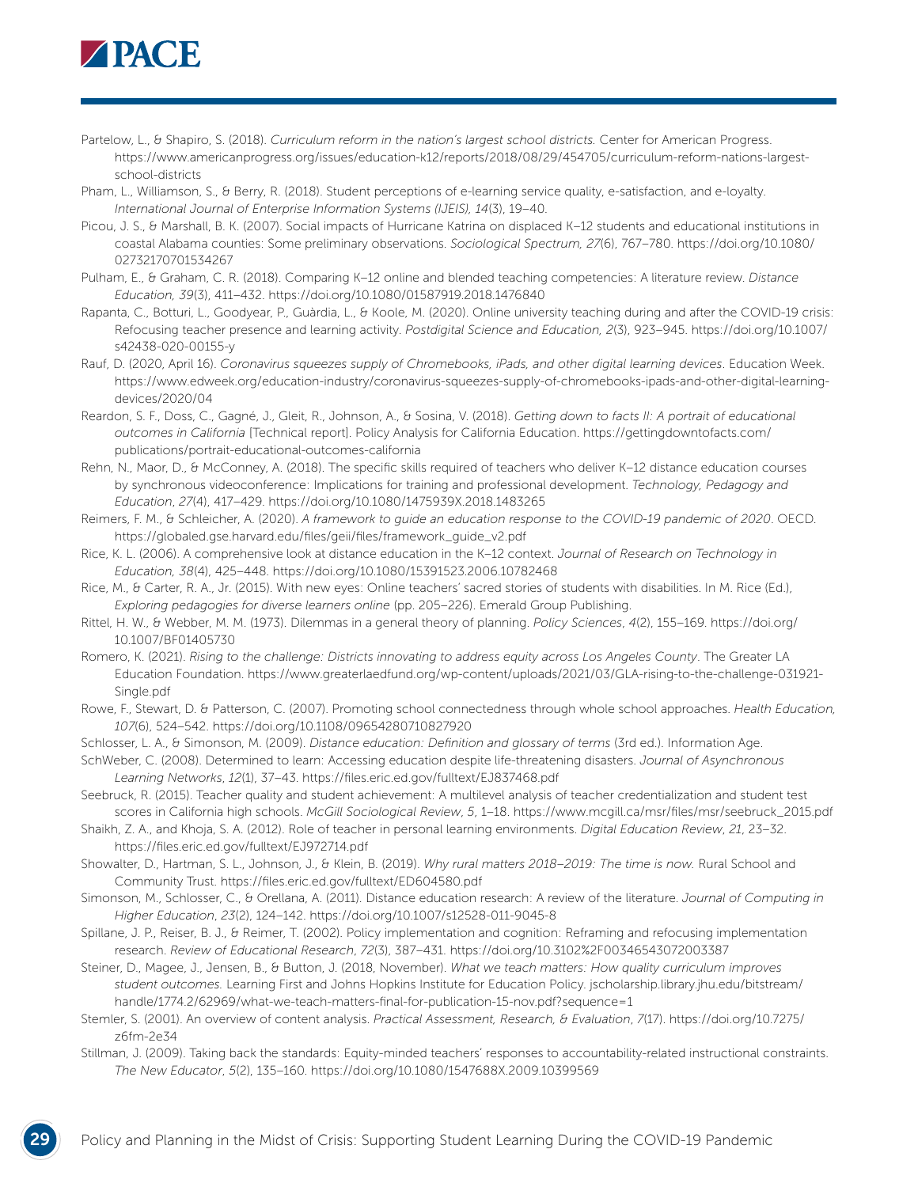Partelow, L., & Shapiro, S. (2018). *Curriculum reform in the nation's largest school districts*. Center for American Progress. https://www.americanprogress.org/issues/education-k12/reports/2018/08/29/454705/curriculum-reform-nations-largest-school-districts

Pham, L., Williamson, S., & Berry, R. (2018). Student perceptions of e-learning service quality, e-satisfaction, and e-loyalty. *International Journal of Enterprise Information Systems (IJEIS)*, *14*(3), 19–40.

Picou, J. S., & Marshall, B. K. (2007). Social impacts of Hurricane Katrina on displaced K–12 students and educational institutions in coastal Alabama counties: Some preliminary observations. *Sociological Spectrum, 27*(6), 767–780. https://doi.org/10.1080/02732170701534267

Pulham, E., & Graham, C. R. (2018). Comparing K–12 online and blended teaching competencies: A literature review. *Distance Education, 39*(3), 411–432. https://doi.org/10.1080/01587919.2018.1476840

Rapanta, C., Botturi, L., Goodyear, P., Guàrdia, L., & Koole, M. (2020). Online university teaching during and after the COVID-19 crisis: Refocusing teacher presence and learning activity. *Postdigital Science and Education, 2*(3), 923–945. https://doi.org/10.1007/s42438-020-00155-y

Rauf, D. (2020, April 16). *Coronavirus squeezes supply of Chromebooks, iPads, and other digital learning devices*. Education Week. https://www.edweek.org/education-industry/coronavirus-squeezes-supply-of-chromebooks-ipads-and-other-digital-learning-devices/2020/04

Reardon, S. F., Doss, C., Gagné, J., Gleit, R., Johnson, A., & Sosina, V. (2018). *Getting down to facts II: A portrait of educational outcomes in California* [Technical report]. Policy Analysis for California Education. https://gettingdowntofacts.com/publications/portrait-educational-outcomes-california

Rehn, N., Maor, D., & McConney, A. (2018). The specific skills required of teachers who deliver K–12 distance education courses by synchronous videoconference: Implications for training and professional development. *Technology, Pedagogy and Education*, *27*(4), 417–429. https://doi.org/10.1080/1475939X.2018.1483265

Reimers, F. M., & Schleicher, A. (2020). *A framework to guide an education response to the COVID-19 pandemic of 2020*. OECD. https://globaled.gse.harvard.edu/files/geii/files/framework_guide_v2.pdf

Rice, K. L. (2006). A comprehensive look at distance education in the K–12 context. *Journal of Research on Technology in Education, 38*(4), 425–448. https://doi.org/10.1080/15391523.2006.10782468

Rice, M., & Carter, R. A., Jr. (2015). With new eyes: Online teachers' sacred stories of students with disabilities. In M. Rice (Ed.), *Exploring pedagogies for diverse learners online* (pp. 205–226). Emerald Group Publishing.

Rittel, H. W., & Webber, M. M. (1973). Dilemmas in a general theory of planning. *Policy Sciences*, *4*(2), 155–169. https://doi.org/10.1007/BF01405730

Romero, K. (2021). *Rising to the challenge: Districts innovating to address equity across Los Angeles County*. The Greater LA Education Foundation. https://www.greaterlaedfund.org/wp-content/uploads/2021/03/GLA-rising-to-the-challenge-031921-Single.pdf

Rowe, F., Stewart, D. & Patterson, C. (2007). Promoting school connectedness through whole school approaches. *Health Education, 107*(6), 524–542. https://doi.org/10.1108/09654280710827920

Schlosser, L. A., & Simonson, M. (2009). *Distance education: Definition and glossary of terms* (3rd ed.). Information Age.

SchWeber, C. (2008). Determined to learn: Accessing education despite life-threatening disasters. *Journal of Asynchronous Learning Networks*, *12*(1), 37–43. https://files.eric.ed.gov/fulltext/EJ837468.pdf

Seebruck, R. (2015). Teacher quality and student achievement: A multilevel analysis of teacher credentialization and student test scores in California high schools. *McGill Sociological Review*, *5*, 1–18. https://www.mcgill.ca/msr/files/msr/seebruck_2015.pdf

Shaikh, Z. A., and Khoja, S. A. (2012). Role of teacher in personal learning environments. *Digital Education Review*, *21*, 23–32. https://files.eric.ed.gov/fulltext/EJ972714.pdf

Showalter, D., Hartman, S. L., Johnson, J., & Klein, B. (2019). *Why rural matters 2018–2019: The time is now.* Rural School and Community Trust. https://files.eric.ed.gov/fulltext/ED604580.pdf

Simonson, M., Schlosser, C., & Orellana, A. (2011). Distance education research: A review of the literature. *Journal of Computing in Higher Education*, *23*(2), 124–142. https://doi.org/10.1007/s12528-011-9045-8

Spillane, J. P., Reiser, B. J., & Reimer, T. (2002). Policy implementation and cognition: Reframing and refocusing implementation research. *Review of Educational Research*, *72*(3), 387–431. https://doi.org/10.3102%2F00346543072003387

Steiner, D., Magee, J., Jensen, B., & Button, J. (2018, November). *What we teach matters: How quality curriculum improves student outcomes.* Learning First and Johns Hopkins Institute for Education Policy. jscholarship.library.jhu.edu/bitstream/handle/1774.2/62969/what-we-teach-matters-final-for-publication-15-nov.pdf?sequence=1

Stemler, S. (2001). An overview of content analysis. *Practical Assessment, Research, & Evaluation*, *7*(17). https://doi.org/10.7275/z6fm-2e34

Stillman, J. (2009). Taking back the standards: Equity-minded teachers' responses to accountability-related instructional constraints. *The New Educator*, *5*(2), 135–160. https://doi.org/10.1080/1547688X.2009.10399569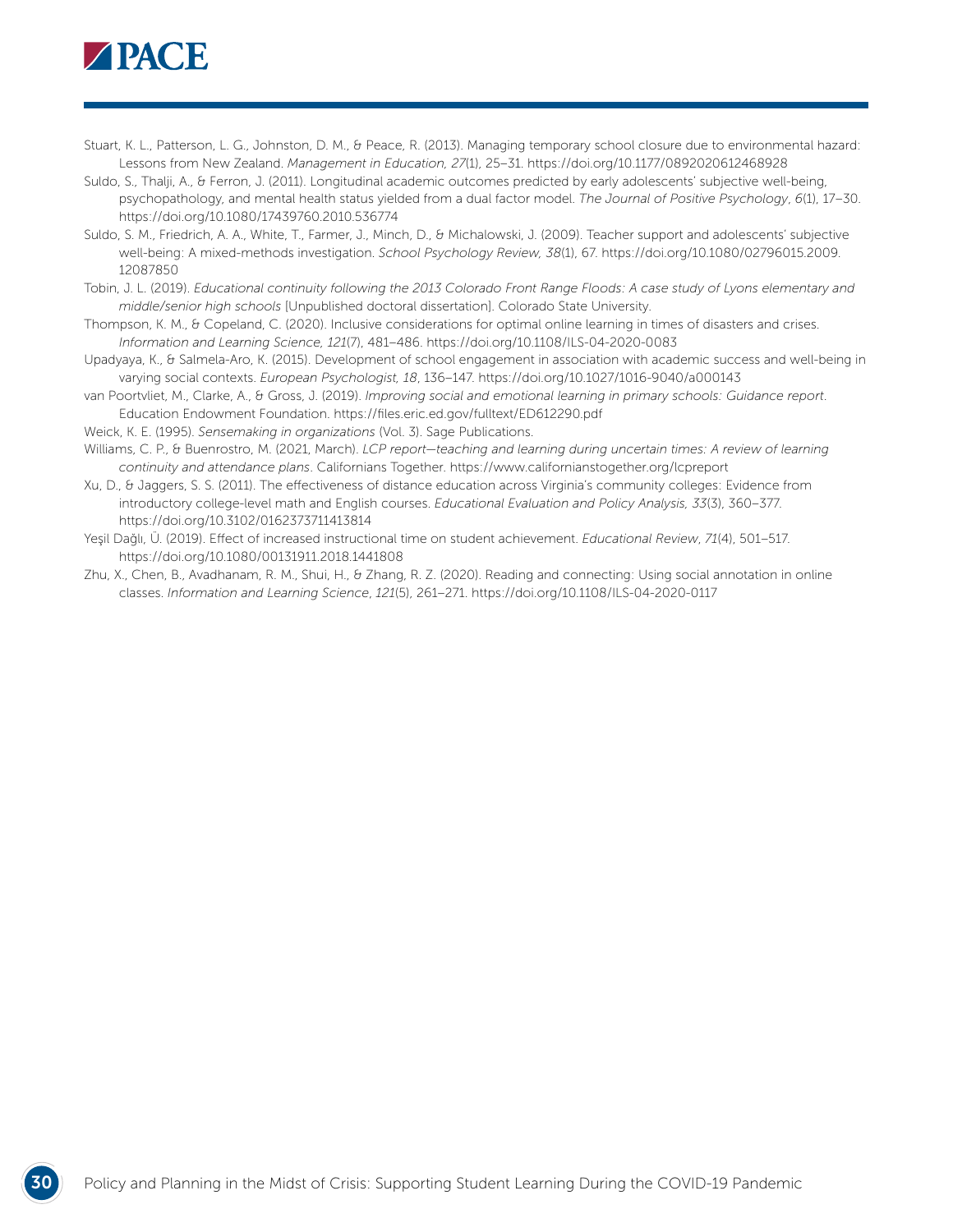Stuart, K. L., Patterson, L. G., Johnston, D. M., & Peace, R. (2013). Managing temporary school closure due to environmental hazard: Lessons from New Zealand. *Management in Education, 27*(1), 25–31. https://doi.org/10.1177/0892020612468928

Suldo, S., Thalji, A., & Ferron, J. (2011). Longitudinal academic outcomes predicted by early adolescents' subjective well-being, psychopathology, and mental health status yielded from a dual factor model. *The Journal of Positive Psychology*, *6*(1), 17–30. https://doi.org/10.1080/17439760.2010.536774

Suldo, S. M., Friedrich, A. A., White, T., Farmer, J., Minch, D., & Michalowski, J. (2009). Teacher support and adolescents' subjective well-being: A mixed-methods investigation. *School Psychology Review, 38*(1), 67. https://doi.org/10.1080/02796015.2009.12087850

Tobin, J. L. (2019). *Educational continuity following the 2013 Colorado Front Range Floods: A case study of Lyons elementary and middle/senior high schools* [Unpublished doctoral dissertation]. Colorado State University.

Thompson, K. M., & Copeland, C. (2020). Inclusive considerations for optimal online learning in times of disasters and crises. *Information and Learning Science, 121*(7), 481–486. https://doi.org/10.1108/ILS-04-2020-0083

Upadyaya, K., & Salmela-Aro, K. (2015). Development of school engagement in association with academic success and well-being in varying social contexts. *European Psychologist, 18*, 136–147. https://doi.org/10.1027/1016-9040/a000143

van Poortvliet, M., Clarke, A., & Gross, J. (2019). *Improving social and emotional learning in primary schools: Guidance report*. Education Endowment Foundation. https://files.eric.ed.gov/fulltext/ED612290.pdf

Weick, K. E. (1995). *Sensemaking in organizations* (Vol. 3). Sage Publications.

Williams, C. P., & Buenrostro, M. (2021, March). *LCP report—teaching and learning during uncertain times: A review of learning continuity and attendance plans*. Californians Together. https://www.californianstogether.org/lcpreport

Xu, D., & Jaggers, S. S. (2011). The effectiveness of distance education across Virginia's community colleges: Evidence from introductory college-level math and English courses. *Educational Evaluation and Policy Analysis, 33*(3), 360–377. https://doi.org/10.3102/0162373711413814

Yeşil Dağlı, Ü. (2019). Effect of increased instructional time on student achievement. *Educational Review*, *71*(4), 501–517. https://doi.org/10.1080/00131911.2018.1441808

Zhu, X., Chen, B., Avadhanam, R. M., Shui, H., & Zhang, R. Z. (2020). Reading and connecting: Using social annotation in online classes. *Information and Learning Science*, *121*(5), 261–271. https://doi.org/10.1108/ILS-04-2020-0117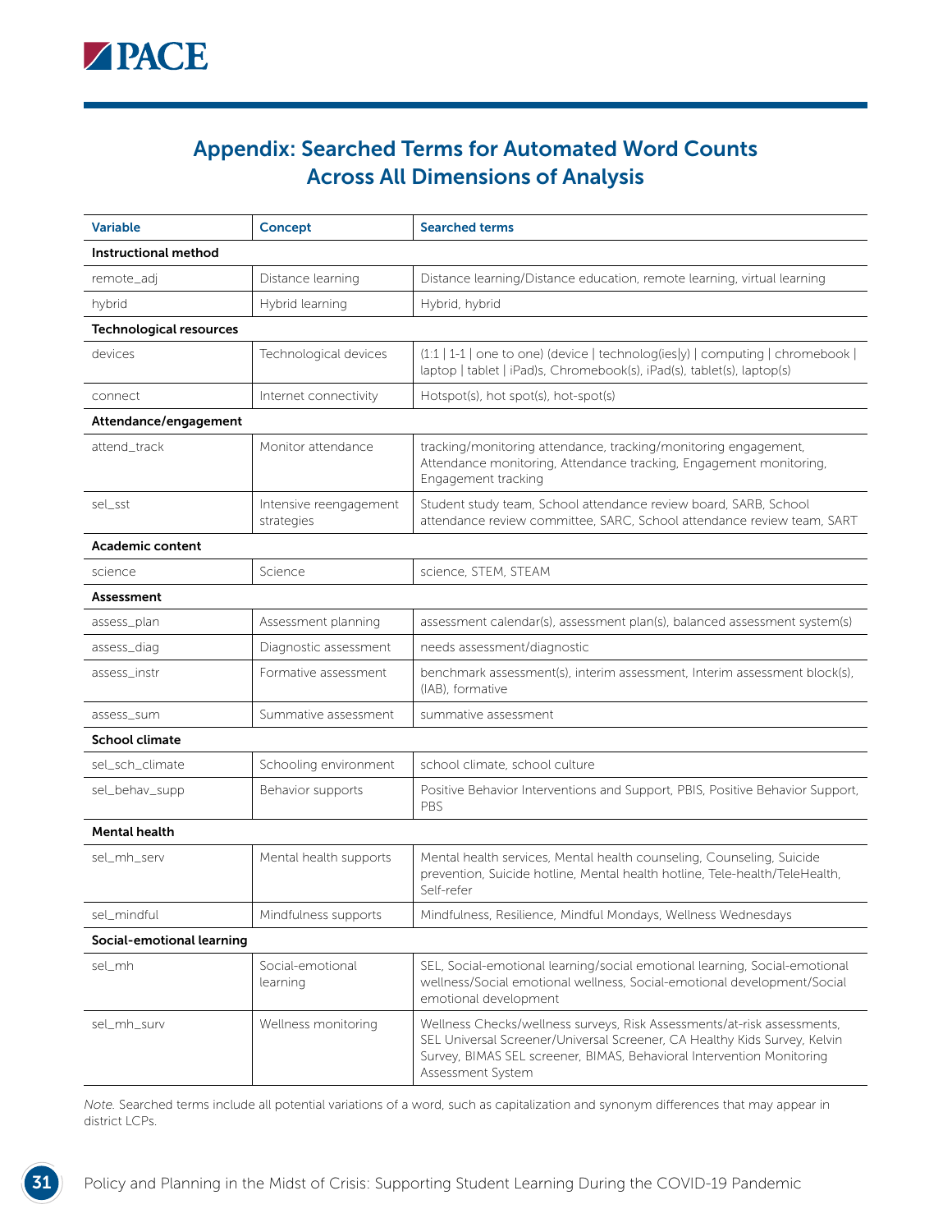## Appendix: Searched Terms for Automated Word Counts Across All Dimensions of Analysis

| Variable | Concept | Searched terms |
|---|---|---|
| **Instructional method** | | |
| remote_adj | Distance learning | Distance learning/Distance education, remote learning, virtual learning |
| hybrid | Hybrid learning | Hybrid, hybrid |
| **Technological resources** | | |
| devices | Technological devices | (1:1 \| 1-1 \| one to one) (device \| technolog(ies\|y) \| computing \| chromebook \| laptop \| tablet \| iPad)s, Chromebook(s), iPad(s), tablet(s), laptop(s) |
| connect | Internet connectivity | Hotspot(s), hot spot(s), hot-spot(s) |
| **Attendance/engagement** | | |
| attend_track | Monitor attendance | tracking/monitoring attendance, tracking/monitoring engagement, Attendance monitoring, Attendance tracking, Engagement monitoring, Engagement tracking |
| sel_sst | Intensive reengagement strategies | Student study team, School attendance review board, SARB, School attendance review committee, SARC, School attendance review team, SART |
| **Academic content** | | |
| science | Science | science, STEM, STEAM |
| **Assessment** | | |
| assess_plan | Assessment planning | assessment calendar(s), assessment plan(s), balanced assessment system(s) |
| assess_diag | Diagnostic assessment | needs assessment/diagnostic |
| assess_instr | Formative assessment | benchmark assessment(s), interim assessment, Interim assessment block(s), (IAB), formative |
| assess_sum | Summative assessment | summative assessment |
| **School climate** | | |
| sel_sch_climate | Schooling environment | school climate, school culture |
| sel_behav_supp | Behavior supports | Positive Behavior Interventions and Support, PBIS, Positive Behavior Support, PBS |
| **Mental health** | | |
| sel_mh_serv | Mental health supports | Mental health services, Mental health counseling, Counseling, Suicide prevention, Suicide hotline, Mental health hotline, Tele-health/TeleHealth, Self-refer |
| sel_mindful | Mindfulness supports | Mindfulness, Resilience, Mindful Mondays, Wellness Wednesdays |
| **Social-emotional learning** | | |
| sel_mh | Social-emotional learning | SEL, Social-emotional learning/social emotional learning, Social-emotional wellness/Social emotional wellness, Social-emotional development/Social emotional development |
| sel_mh_surv | Wellness monitoring | Wellness Checks/wellness surveys, Risk Assessments/at-risk assessments, SEL Universal Screener/Universal Screener, CA Healthy Kids Survey, Kelvin Survey, BIMAS SEL screener, BIMAS, Behavioral Intervention Monitoring Assessment System |

*Note.* Searched terms include all potential variations of a word, such as capitalization and synonym differences that may appear in district LCPs.